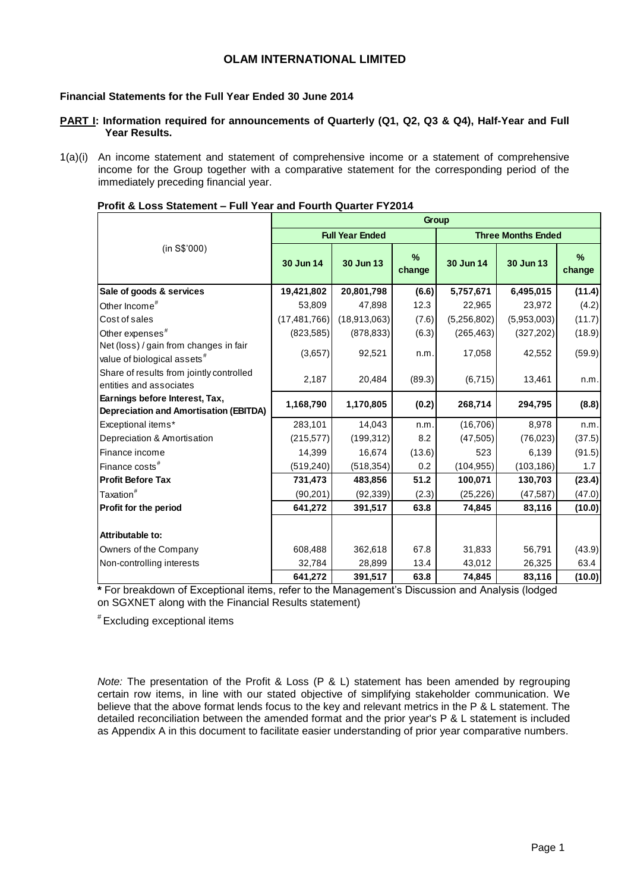# OLAM INTERNATIONAL LIMITED

**Financial Statements for the Full Year Ended 30 June 2014**

**PART I: Information required for announcements of Quarterly (Q1, Q2, Q3 & Q4), Half-Year and Full Year Results.**

1(a)(i) An income statement and statement of comprehensive income or a statement of comprehensive income for the Group together with a comparative statement for the corresponding period of the immediately preceding financial year.

**Profit & Loss Statement – Full Year and Fourth Quarter FY2014**

| (in S$'000) | Group | | | | | |
|---|---|---|---|---|---|---|
| | Full Year Ended | | | Three Months Ended | | |
| | 30 Jun 14 | 30 Jun 13 | % change | 30 Jun 14 | 30 Jun 13 | % change |
| **Sale of goods & services** | **19,421,802** | **20,801,798** | **(6.6)** | **5,757,671** | **6,495,015** | **(11.4)** |
| Other Income# | 53,809 | 47,898 | 12.3 | 22,965 | 23,972 | (4.2) |
| Cost of sales | (17,481,766) | (18,913,063) | (7.6) | (5,256,802) | (5,953,003) | (11.7) |
| Other expenses# | (823,585) | (878,833) | (6.3) | (265,463) | (327,202) | (18.9) |
| Net (loss) / gain from changes in fair value of biological assets# | (3,657) | 92,521 | n.m. | 17,058 | 42,552 | (59.9) |
| Share of results from jointly controlled entities and associates | 2,187 | 20,484 | (89.3) | (6,715) | 13,461 | n.m. |
| **Earnings before Interest, Tax, Depreciation and Amortisation (EBITDA)** | **1,168,790** | **1,170,805** | **(0.2)** | **268,714** | **294,795** | **(8.8)** |
| Exceptional items* | 283,101 | 14,043 | n.m. | (16,706) | 8,978 | n.m. |
| Depreciation & Amortisation | (215,577) | (199,312) | 8.2 | (47,505) | (76,023) | (37.5) |
| Finance income | 14,399 | 16,674 | (13.6) | 523 | 6,139 | (91.5) |
| Finance costs# | (519,240) | (518,354) | 0.2 | (104,955) | (103,186) | 1.7 |
| **Profit Before Tax** | **731,473** | **483,856** | **51.2** | **100,071** | **130,703** | **(23.4)** |
| Taxation# | (90,201) | (92,339) | (2.3) | (25,226) | (47,587) | (47.0) |
| **Profit for the period** | **641,272** | **391,517** | **63.8** | **74,845** | **83,116** | **(10.0)** |
| | | | | | | |
| **Attributable to:** | | | | | | |
| Owners of the Company | 608,488 | 362,618 | 67.8 | 31,833 | 56,791 | (43.9) |
| Non-controlling interests | 32,784 | 28,899 | 13.4 | 43,012 | 26,325 | 63.4 |
| | **641,272** | **391,517** | **63.8** | **74,845** | **83,116** | **(10.0)** |

**\*** For breakdown of Exceptional items, refer to the Management's Discussion and Analysis (lodged on SGXNET along with the Financial Results statement)

# Excluding exceptional items

*Note:* The presentation of the Profit & Loss (P & L) statement has been amended by regrouping certain row items, in line with our stated objective of simplifying stakeholder communication. We believe that the above format lends focus to the key and relevant metrics in the P & L statement. The detailed reconciliation between the amended format and the prior year's P & L statement is included as Appendix A in this document to facilitate easier understanding of prior year comparative numbers.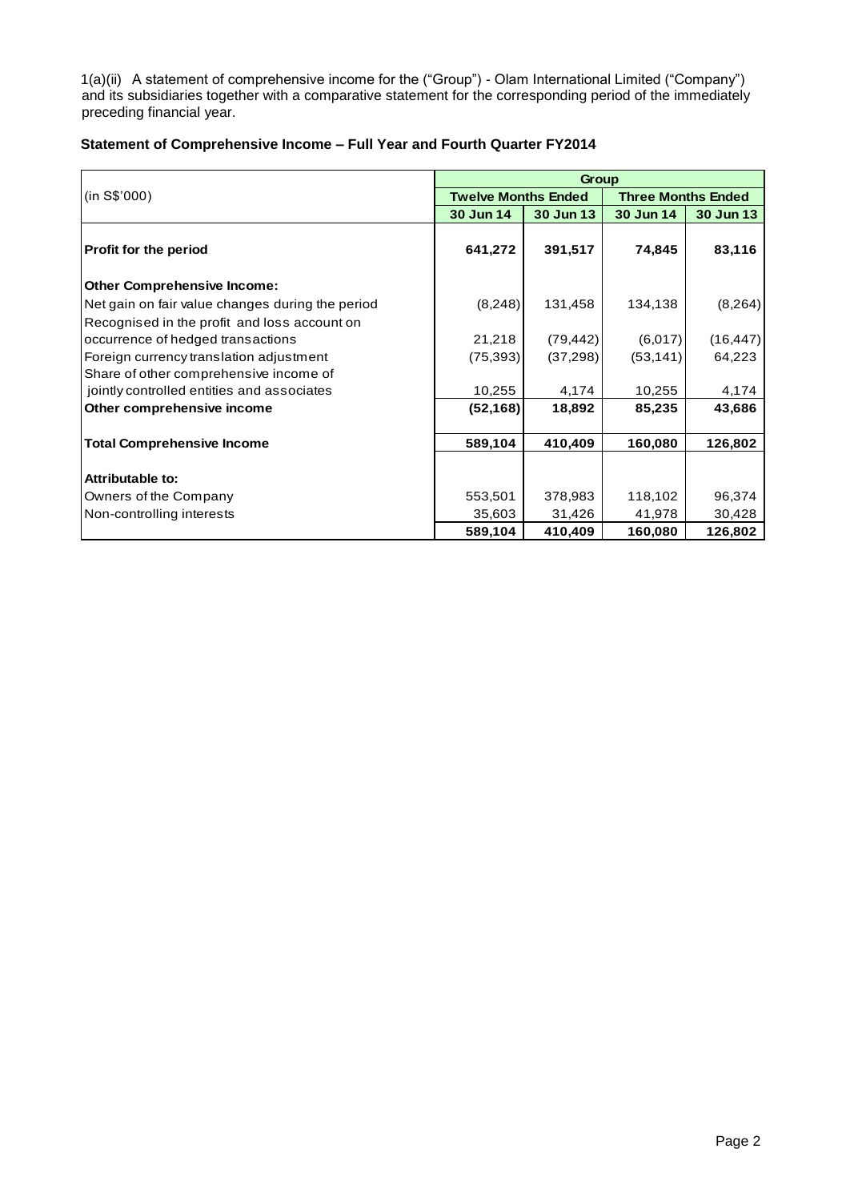1(a)(ii) A statement of comprehensive income for the ("Group") - Olam International Limited ("Company") and its subsidiaries together with a comparative statement for the corresponding period of the immediately preceding financial year.

**Statement of Comprehensive Income – Full Year and Fourth Quarter FY2014**

| (in S$'000) | Group | | | |
|---|---|---|---|---|
| | Twelve Months Ended | | Three Months Ended | |
| | 30 Jun 14 | 30 Jun 13 | 30 Jun 14 | 30 Jun 13 |
| **Profit for the period** | **641,272** | **391,517** | **74,845** | **83,116** |
| **Other Comprehensive Income:** | | | | |
| Net gain on fair value changes during the period | (8,248) | 131,458 | 134,138 | (8,264) |
| Recognised in the profit and loss account on occurrence of hedged transactions | 21,218 | (79,442) | (6,017) | (16,447) |
| Foreign currency translation adjustment | (75,393) | (37,298) | (53,141) | 64,223 |
| Share of other comprehensive income of jointly controlled entities and associates | 10,255 | 4,174 | 10,255 | 4,174 |
| **Other comprehensive income** | **(52,168)** | **18,892** | **85,235** | **43,686** |
| **Total Comprehensive Income** | **589,104** | **410,409** | **160,080** | **126,802** |
| **Attributable to:** | | | | |
| Owners of the Company | 553,501 | 378,983 | 118,102 | 96,374 |
| Non-controlling interests | 35,603 | 31,426 | 41,978 | 30,428 |
| | **589,104** | **410,409** | **160,080** | **126,802** |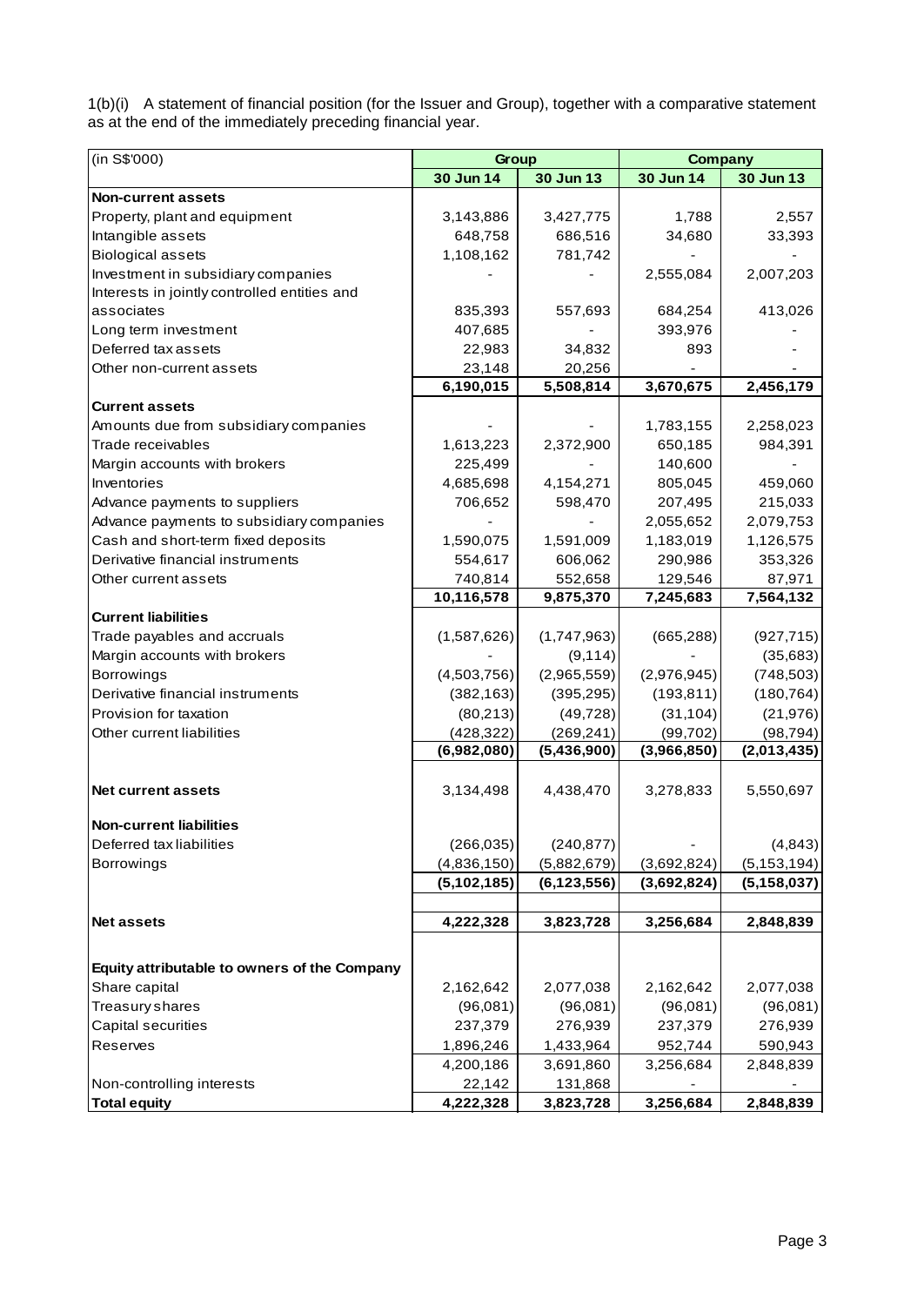1(b)(i) A statement of financial position (for the Issuer and Group), together with a comparative statement as at the end of the immediately preceding financial year.

| (in S$'000) | Group | | Company | |
|---|---|---|---|---|
| | 30 Jun 14 | 30 Jun 13 | 30 Jun 14 | 30 Jun 13 |
| **Non-current assets** | | | | |
| Property, plant and equipment | 3,143,886 | 3,427,775 | 1,788 | 2,557 |
| Intangible assets | 648,758 | 686,516 | 34,680 | 33,393 |
| Biological assets | 1,108,162 | 781,742 | - | - |
| Investment in subsidiary companies | - | - | 2,555,084 | 2,007,203 |
| Interests in jointly controlled entities and associates | 835,393 | 557,693 | 684,254 | 413,026 |
| Long term investment | 407,685 | - | 393,976 | - |
| Deferred tax assets | 22,983 | 34,832 | 893 | - |
| Other non-current assets | 23,148 | 20,256 | - | - |
| | **6,190,015** | **5,508,814** | **3,670,675** | **2,456,179** |
| **Current assets** | | | | |
| Amounts due from subsidiary companies | - | - | 1,783,155 | 2,258,023 |
| Trade receivables | 1,613,223 | 2,372,900 | 650,185 | 984,391 |
| Margin accounts with brokers | 225,499 | - | 140,600 | - |
| Inventories | 4,685,698 | 4,154,271 | 805,045 | 459,060 |
| Advance payments to suppliers | 706,652 | 598,470 | 207,495 | 215,033 |
| Advance payments to subsidiary companies | - | - | 2,055,652 | 2,079,753 |
| Cash and short-term fixed deposits | 1,590,075 | 1,591,009 | 1,183,019 | 1,126,575 |
| Derivative financial instruments | 554,617 | 606,062 | 290,986 | 353,326 |
| Other current assets | 740,814 | 552,658 | 129,546 | 87,971 |
| | **10,116,578** | **9,875,370** | **7,245,683** | **7,564,132** |
| **Current liabilities** | | | | |
| Trade payables and accruals | (1,587,626) | (1,747,963) | (665,288) | (927,715) |
| Margin accounts with brokers | - | (9,114) | - | (35,683) |
| Borrowings | (4,503,756) | (2,965,559) | (2,976,945) | (748,503) |
| Derivative financial instruments | (382,163) | (395,295) | (193,811) | (180,764) |
| Provision for taxation | (80,213) | (49,728) | (31,104) | (21,976) |
| Other current liabilities | (428,322) | (269,241) | (99,702) | (98,794) |
| | **(6,982,080)** | **(5,436,900)** | **(3,966,850)** | **(2,013,435)** |
| **Net current assets** | 3,134,498 | 4,438,470 | 3,278,833 | 5,550,697 |
| **Non-current liabilities** | | | | |
| Deferred tax liabilities | (266,035) | (240,877) | - | (4,843) |
| Borrowings | (4,836,150) | (5,882,679) | (3,692,824) | (5,153,194) |
| | **(5,102,185)** | **(6,123,556)** | **(3,692,824)** | **(5,158,037)** |
| **Net assets** | **4,222,328** | **3,823,728** | **3,256,684** | **2,848,839** |
| **Equity attributable to owners of the Company** | | | | |
| Share capital | 2,162,642 | 2,077,038 | 2,162,642 | 2,077,038 |
| Treasury shares | (96,081) | (96,081) | (96,081) | (96,081) |
| Capital securities | 237,379 | 276,939 | 237,379 | 276,939 |
| Reserves | 1,896,246 | 1,433,964 | 952,744 | 590,943 |
| | 4,200,186 | 3,691,860 | 3,256,684 | 2,848,839 |
| Non-controlling interests | 22,142 | 131,868 | - | - |
| **Total equity** | **4,222,328** | **3,823,728** | **3,256,684** | **2,848,839** |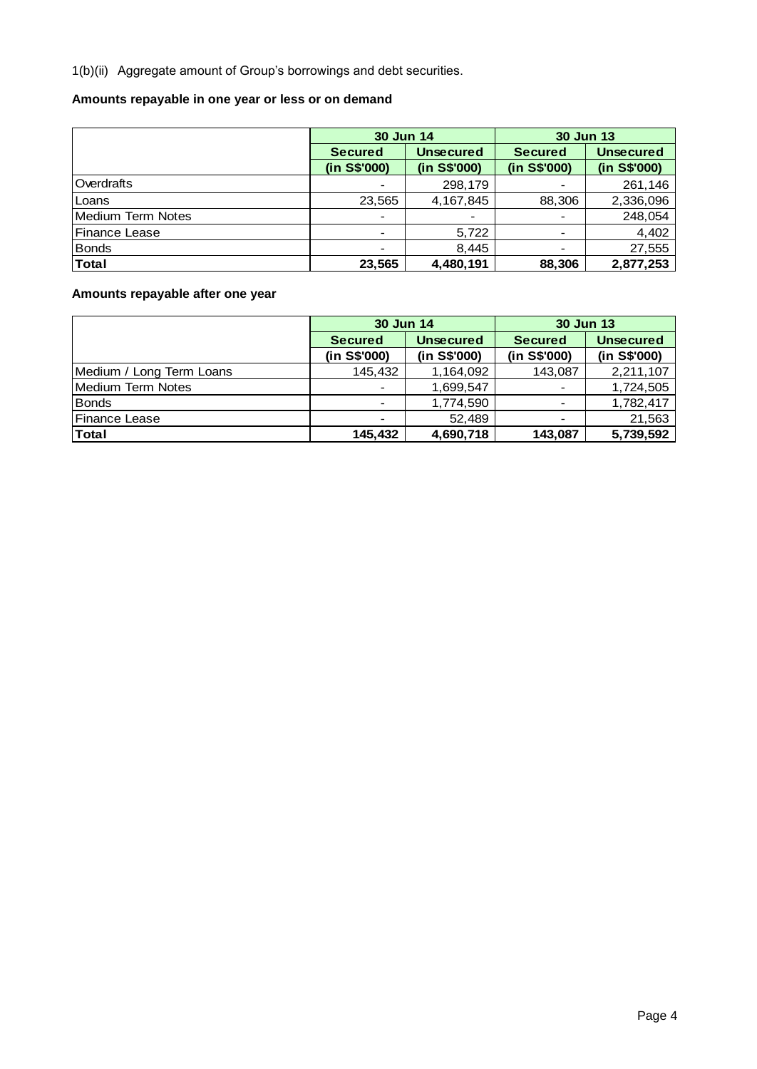1(b)(ii) Aggregate amount of Group's borrowings and debt securities.

**Amounts repayable in one year or less or on demand**

| | 30 Jun 14 | | 30 Jun 13 | |
|---|---|---|---|---|
| | **Secured** | **Unsecured** | **Secured** | **Unsecured** |
| | **(in S$'000)** | **(in S$'000)** | **(in S$'000)** | **(in S$'000)** |
| Overdrafts | - | 298,179 | - | 261,146 |
| Loans | 23,565 | 4,167,845 | 88,306 | 2,336,096 |
| Medium Term Notes | - | - | - | 248,054 |
| Finance Lease | - | 5,722 | - | 4,402 |
| Bonds | - | 8,445 | - | 27,555 |
| **Total** | **23,565** | **4,480,191** | **88,306** | **2,877,253** |

**Amounts repayable after one year**

| | 30 Jun 14 | | 30 Jun 13 | |
|---|---|---|---|---|
| | **Secured** | **Unsecured** | **Secured** | **Unsecured** |
| | **(in S$'000)** | **(in S$'000)** | **(in S$'000)** | **(in S$'000)** |
| Medium / Long Term Loans | 145,432 | 1,164,092 | 143,087 | 2,211,107 |
| Medium Term Notes | - | 1,699,547 | - | 1,724,505 |
| Bonds | - | 1,774,590 | - | 1,782,417 |
| Finance Lease | - | 52,489 | - | 21,563 |
| **Total** | **145,432** | **4,690,718** | **143,087** | **5,739,592** |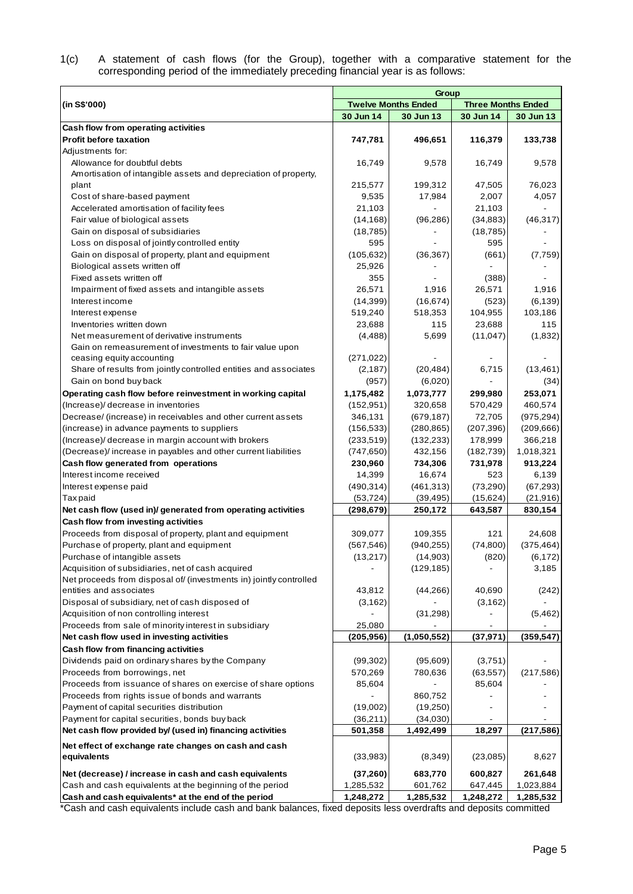1(c) A statement of cash flows (for the Group), together with a comparative statement for the corresponding period of the immediately preceding financial year is as follows:

| (in S$'000) | Group | | | |
|---|---|---|---|---|
| | Twelve Months Ended | | Three Months Ended | |
| | 30 Jun 14 | 30 Jun 13 | 30 Jun 14 | 30 Jun 13 |
| **Cash flow from operating activities** | | | | |
| **Profit before taxation** | **747,781** | **496,651** | **116,379** | **133,738** |
| Adjustments for: | | | | |
| Allowance for doubtful debts | 16,749 | 9,578 | 16,749 | 9,578 |
| Amortisation of intangible assets and depreciation of property, plant | 215,577 | 199,312 | 47,505 | 76,023 |
| Cost of share-based payment | 9,535 | 17,984 | 2,007 | 4,057 |
| Accelerated amortisation of facility fees | 21,103 | - | 21,103 | - |
| Fair value of biological assets | (14,168) | (96,286) | (34,883) | (46,317) |
| Gain on disposal of subsidiaries | (18,785) | - | (18,785) | - |
| Loss on disposal of jointly controlled entity | 595 | - | 595 | - |
| Gain on disposal of property, plant and equipment | (105,632) | (36,367) | (661) | (7,759) |
| Biological assets written off | 25,926 | - | - | - |
| Fixed assets written off | 355 | - | (388) | - |
| Impairment of fixed assets and intangible assets | 26,571 | 1,916 | 26,571 | 1,916 |
| Interest income | (14,399) | (16,674) | (523) | (6,139) |
| Interest expense | 519,240 | 518,353 | 104,955 | 103,186 |
| Inventories written down | 23,688 | 115 | 23,688 | 115 |
| Net measurement of derivative instruments | (4,488) | 5,699 | (11,047) | (1,832) |
| Gain on remeasurement of investments to fair value upon ceasing equity accounting | (271,022) | - | - | - |
| Share of results from jointly controlled entities and associates | (2,187) | (20,484) | 6,715 | (13,461) |
| Gain on bond buy back | (957) | (6,020) | - | (34) |
| **Operating cash flow before reinvestment in working capital** | **1,175,482** | **1,073,777** | **299,980** | **253,071** |
| (Increase)/ decrease in inventories | (152,951) | 320,658 | 570,429 | 460,574 |
| Decrease/ (increase) in receivables and other current assets | 346,131 | (679,187) | 72,705 | (975,294) |
| (increase) in advance payments to suppliers | (156,533) | (280,865) | (207,396) | (209,666) |
| (Increase)/ decrease in margin account with brokers | (233,519) | (132,233) | 178,999 | 366,218 |
| (Decrease)/ increase in payables and other current liabilities | (747,650) | 432,156 | (182,739) | 1,018,321 |
| **Cash flow generated from operations** | **230,960** | **734,306** | **731,978** | **913,224** |
| Interest income received | 14,399 | 16,674 | 523 | 6,139 |
| Interest expense paid | (490,314) | (461,313) | (73,290) | (67,293) |
| Tax paid | (53,724) | (39,495) | (15,624) | (21,916) |
| **Net cash flow (used in)/ generated from operating activities** | **(298,679)** | **250,172** | **643,587** | **830,154** |
| **Cash flow from investing activities** | | | | |
| Proceeds from disposal of property, plant and equipment | 309,077 | 109,355 | 121 | 24,608 |
| Purchase of property, plant and equipment | (567,546) | (940,255) | (74,800) | (375,464) |
| Purchase of intangible assets | (13,217) | (14,903) | (820) | (6,172) |
| Acquisition of subsidiaries, net of cash acquired | - | (129,185) | - | 3,185 |
| Net proceeds from disposal of/ (investments in) jointly controlled entities and associates | 43,812 | (44,266) | 40,690 | (242) |
| Disposal of subsidiary, net of cash disposed of | (3,162) | - | (3,162) | - |
| Acquisition of non controlling interest | - | (31,298) | - | (5,462) |
| Proceeds from sale of minority interest in subsidiary | 25,080 | - | - | - |
| **Net cash flow used in investing activities** | **(205,956)** | **(1,050,552)** | **(37,971)** | **(359,547)** |
| **Cash flow from financing activities** | | | | |
| Dividends paid on ordinary shares by the Company | (99,302) | (95,609) | (3,751) | - |
| Proceeds from borrowings, net | 570,269 | 780,636 | (63,557) | (217,586) |
| Proceeds from issuance of shares on exercise of share options | 85,604 | - | 85,604 | - |
| Proceeds from rights issue of bonds and warrants | - | 860,752 | - | - |
| Payment of capital securities distribution | (19,002) | (19,250) | - | - |
| Payment for capital securities, bonds buy back | (36,211) | (34,030) | - | - |
| **Net cash flow provided by/ (used in) financing activities** | **501,358** | **1,492,499** | **18,297** | **(217,586)** |
| **Net effect of exchange rate changes on cash and cash equivalents** | (33,983) | (8,349) | (23,085) | 8,627 |
| **Net (decrease) / increase in cash and cash equivalents** | **(37,260)** | **683,770** | **600,827** | **261,648** |
| Cash and cash equivalents at the beginning of the period | 1,285,532 | 601,762 | 647,445 | 1,023,884 |
| **Cash and cash equivalents* at the end of the period** | **1,248,272** | **1,285,532** | **1,248,272** | **1,285,532** |

*Cash and cash equivalents include cash and bank balances, fixed deposits less overdrafts and deposits committed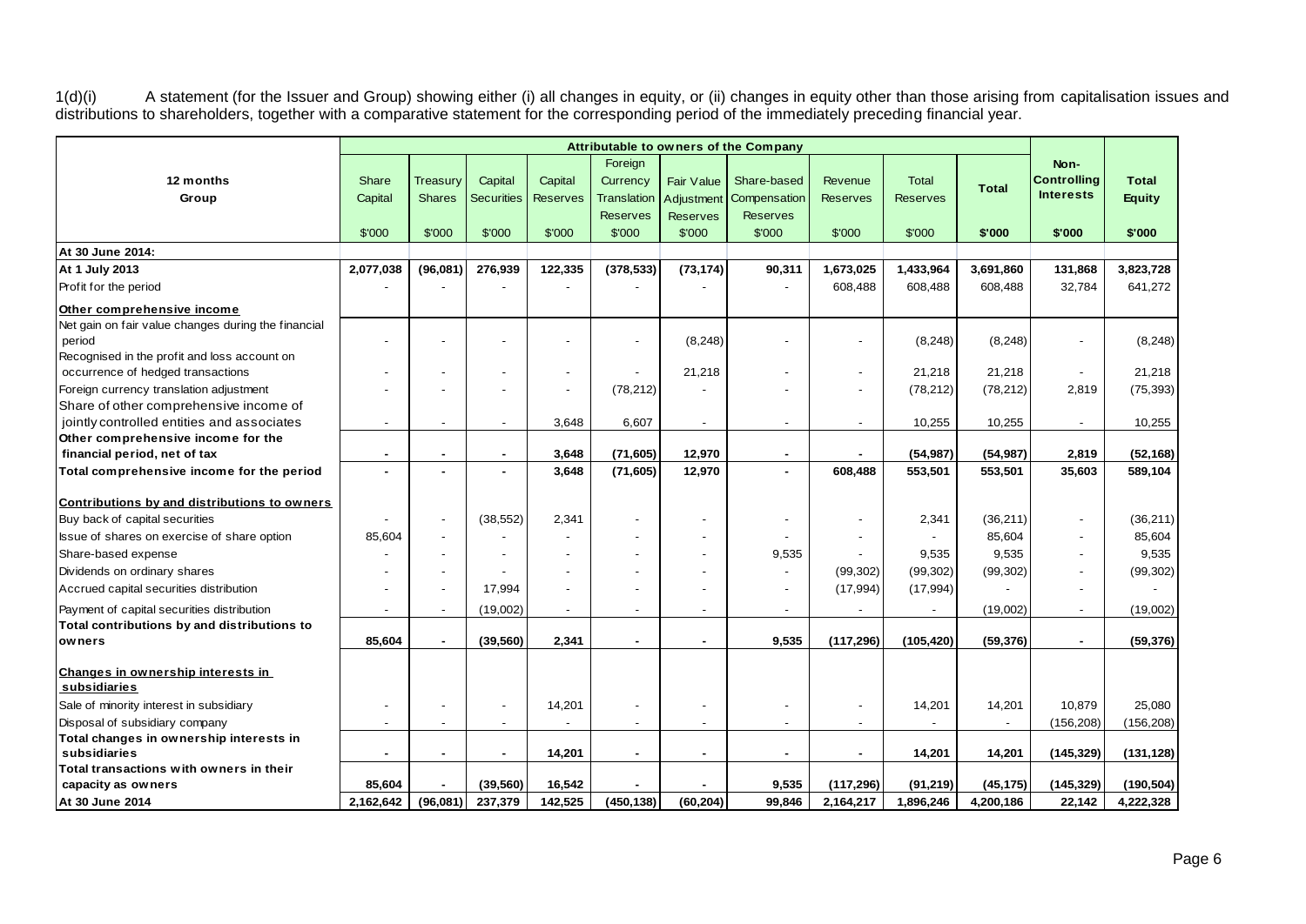1(d)(i) A statement (for the Issuer and Group) showing either (i) all changes in equity, or (ii) changes in equity other than those arising from capitalisation issues and distributions to shareholders, together with a comparative statement for the corresponding period of the immediately preceding financial year.

| 12 months Group | Attributable to owners of the Company | | | | | | | | | | Non-Controlling Interests | Total Equity |
|---|---|---|---|---|---|---|---|---|---|---|---|---|
| | Share Capital | Treasury Shares | Capital Securities | Capital Reserves | Foreign Currency Translation Reserves | Fair Value Adjustment Reserves | Share-based Compensation Reserves | Revenue Reserves | Total Reserves | Total | | |
| | $'000 | $'000 | $'000 | $'000 | $'000 | $'000 | $'000 | $'000 | $'000 | $'000 | $'000 | $'000 |
| **At 30 June 2014:** | | | | | | | | | | | | |
| **At 1 July 2013** | **2,077,038** | **(96,081)** | **276,939** | **122,335** | **(378,533)** | **(73,174)** | **90,311** | **1,673,025** | **1,433,964** | **3,691,860** | **131,868** | **3,823,728** |
| Profit for the period | - | - | - | - | - | - | - | 608,488 | 608,488 | 608,488 | 32,784 | 641,272 |
| **Other comprehensive income** | | | | | | | | | | | | |
| Net gain on fair value changes during the financial period | - | - | - | - | - | (8,248) | - | - | (8,248) | (8,248) | - | (8,248) |
| Recognised in the profit and loss account on occurrence of hedged transactions | - | - | - | - | - | 21,218 | - | - | 21,218 | 21,218 | - | 21,218 |
| Foreign currency translation adjustment | - | - | - | - | (78,212) | - | - | - | (78,212) | (78,212) | 2,819 | (75,393) |
| Share of other comprehensive income of jointly controlled entities and associates | - | - | - | 3,648 | 6,607 | - | - | - | 10,255 | 10,255 | - | 10,255 |
| **Other comprehensive income for the financial period, net of tax** | **-** | **-** | **-** | **3,648** | **(71,605)** | **12,970** | **-** | **-** | **(54,987)** | **(54,987)** | **2,819** | **(52,168)** |
| **Total comprehensive income for the period** | **-** | **-** | **-** | **3,648** | **(71,605)** | **12,970** | **-** | **608,488** | **553,501** | **553,501** | **35,603** | **589,104** |
| **Contributions by and distributions to owners** | | | | | | | | | | | | |
| Buy back of capital securities | - | - | (38,552) | 2,341 | - | - | - | - | 2,341 | (36,211) | - | (36,211) |
| Issue of shares on exercise of share option | 85,604 | - | - | - | - | - | - | - | - | 85,604 | - | 85,604 |
| Share-based expense | - | - | - | - | - | - | 9,535 | - | 9,535 | 9,535 | - | 9,535 |
| Dividends on ordinary shares | - | - | - | - | - | - | - | (99,302) | (99,302) | (99,302) | - | (99,302) |
| Accrued capital securities distribution | - | - | 17,994 | - | - | - | - | (17,994) | (17,994) | - | - | - |
| Payment of capital securities distribution | - | - | (19,002) | - | - | - | - | - | - | (19,002) | - | (19,002) |
| **Total contributions by and distributions to owners** | **85,604** | **-** | **(39,560)** | **2,341** | **-** | **-** | **9,535** | **(117,296)** | **(105,420)** | **(59,376)** | **-** | **(59,376)** |
| **Changes in ownership interests in subsidiaries** | | | | | | | | | | | | |
| Sale of minority interest in subsidiary | - | - | - | 14,201 | - | - | - | - | 14,201 | 14,201 | 10,879 | 25,080 |
| Disposal of subsidiary company | - | - | - | - | - | - | - | - | - | - | (156,208) | (156,208) |
| **Total changes in ownership interests in subsidiaries** | **-** | **-** | **-** | **14,201** | **-** | **-** | **-** | **-** | **14,201** | **14,201** | **(145,329)** | **(131,128)** |
| **Total transactions with owners in their capacity as owners** | **85,604** | **-** | **(39,560)** | **16,542** | **-** | **-** | **9,535** | **(117,296)** | **(91,219)** | **(45,175)** | **(145,329)** | **(190,504)** |
| **At 30 June 2014** | **2,162,642** | **(96,081)** | **237,379** | **142,525** | **(450,138)** | **(60,204)** | **99,846** | **2,164,217** | **1,896,246** | **4,200,186** | **22,142** | **4,222,328** |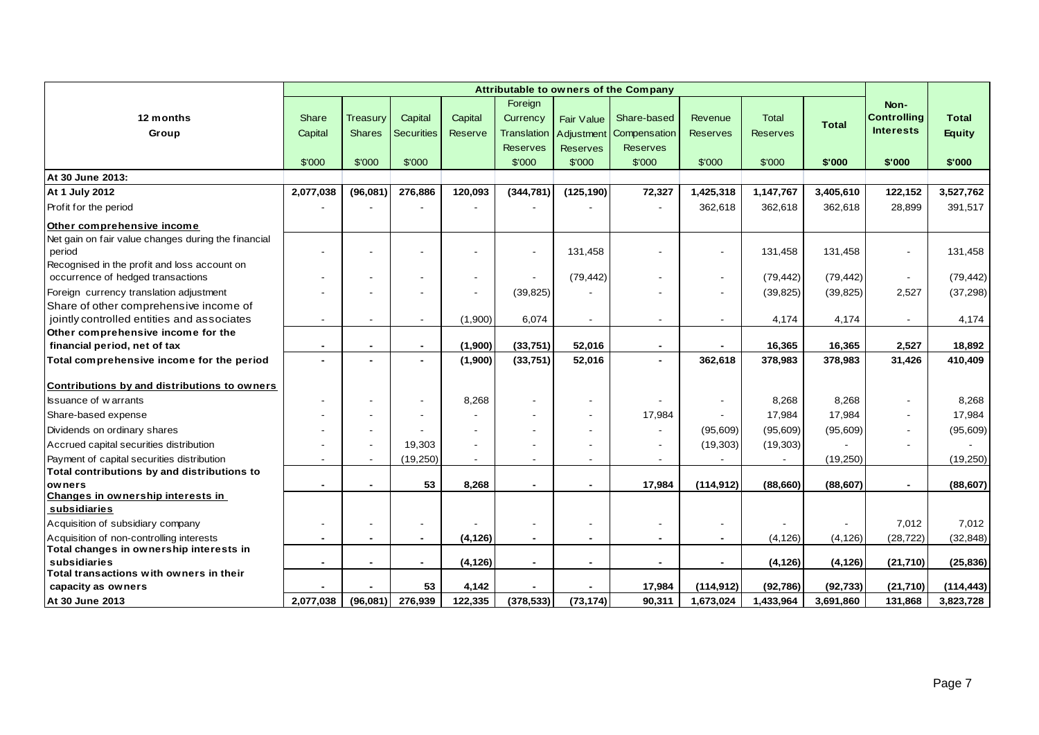| 12 months Group | Attributable to owners of the Company | | | | | | | | | | Non-Controlling Interests | Total Equity |
|---|---|---|---|---|---|---|---|---|---|---|---|---|
| | Share Capital | Treasury Shares | Capital Securities | Capital Reserve | Foreign Currency Translation Reserves | Fair Value Adjustment Reserves | Share-based Compensation Reserves | Revenue Reserves | Total Reserves | Total | | |
| | $'000 | $'000 | $'000 | | $'000 | $'000 | $'000 | $'000 | $'000 | $'000 | $'000 | $'000 |
| **At 30 June 2013:** | | | | | | | | | | | | |
| **At 1 July 2012** | **2,077,038** | **(96,081)** | **276,886** | **120,093** | **(344,781)** | **(125,190)** | **72,327** | **1,425,318** | **1,147,767** | **3,405,610** | **122,152** | **3,527,762** |
| Profit for the period | - | - | - | - | - | - | - | 362,618 | 362,618 | 362,618 | 28,899 | 391,517 |
| **Other comprehensive income** | | | | | | | | | | | | |
| Net gain on fair value changes during the financial period | - | - | - | - | - | 131,458 | - | - | 131,458 | 131,458 | - | 131,458 |
| Recognised in the profit and loss account on occurrence of hedged transactions | - | - | - | - | - | (79,442) | - | - | (79,442) | (79,442) | - | (79,442) |
| Foreign currency translation adjustment | - | - | - | - | (39,825) | - | - | - | (39,825) | (39,825) | 2,527 | (37,298) |
| Share of other comprehensive income of jointly controlled entities and associates | - | - | - | (1,900) | 6,074 | - | - | - | 4,174 | 4,174 | - | 4,174 |
| **Other comprehensive income for the financial period, net of tax** | **-** | **-** | **-** | **(1,900)** | **(33,751)** | **52,016** | **-** | **-** | **16,365** | **16,365** | **2,527** | **18,892** |
| **Total comprehensive income for the period** | **-** | **-** | **-** | **(1,900)** | **(33,751)** | **52,016** | **-** | **362,618** | **378,983** | **378,983** | **31,426** | **410,409** |
| **Contributions by and distributions to owners** | | | | | | | | | | | | |
| Issuance of warrants | - | - | - | 8,268 | - | - | - | - | 8,268 | 8,268 | - | 8,268 |
| Share-based expense | - | - | - | - | - | - | 17,984 | - | 17,984 | 17,984 | - | 17,984 |
| Dividends on ordinary shares | - | - | - | - | - | - | - | (95,609) | (95,609) | (95,609) | - | (95,609) |
| Accrued capital securities distribution | - | - | 19,303 | - | - | - | - | (19,303) | (19,303) | - | - | - |
| Payment of capital securities distribution | - | - | (19,250) | - | - | - | - | - | - | (19,250) | | (19,250) |
| **Total contributions by and distributions to owners** | **-** | **-** | **53** | **8,268** | **-** | **-** | **17,984** | **(114,912)** | **(88,660)** | **(88,607)** | **-** | **(88,607)** |
| **Changes in ownership interests in subsidiaries** | | | | | | | | | | | | |
| Acquisition of subsidiary company | - | - | - | - | - | - | - | - | - | - | 7,012 | 7,012 |
| Acquisition of non-controlling interests | - | - | - | (4,126) | - | - | - | - | (4,126) | (4,126) | (28,722) | (32,848) |
| **Total changes in ownership interests in subsidiaries** | **-** | **-** | **-** | **(4,126)** | **-** | **-** | **-** | **-** | **(4,126)** | **(4,126)** | **(21,710)** | **(25,836)** |
| **Total transactions with owners in their capacity as owners** | **-** | **-** | **53** | **4,142** | **-** | **-** | **17,984** | **(114,912)** | **(92,786)** | **(92,733)** | **(21,710)** | **(114,443)** |
| **At 30 June 2013** | **2,077,038** | **(96,081)** | **276,939** | **122,335** | **(378,533)** | **(73,174)** | **90,311** | **1,673,024** | **1,433,964** | **3,691,860** | **131,868** | **3,823,728** |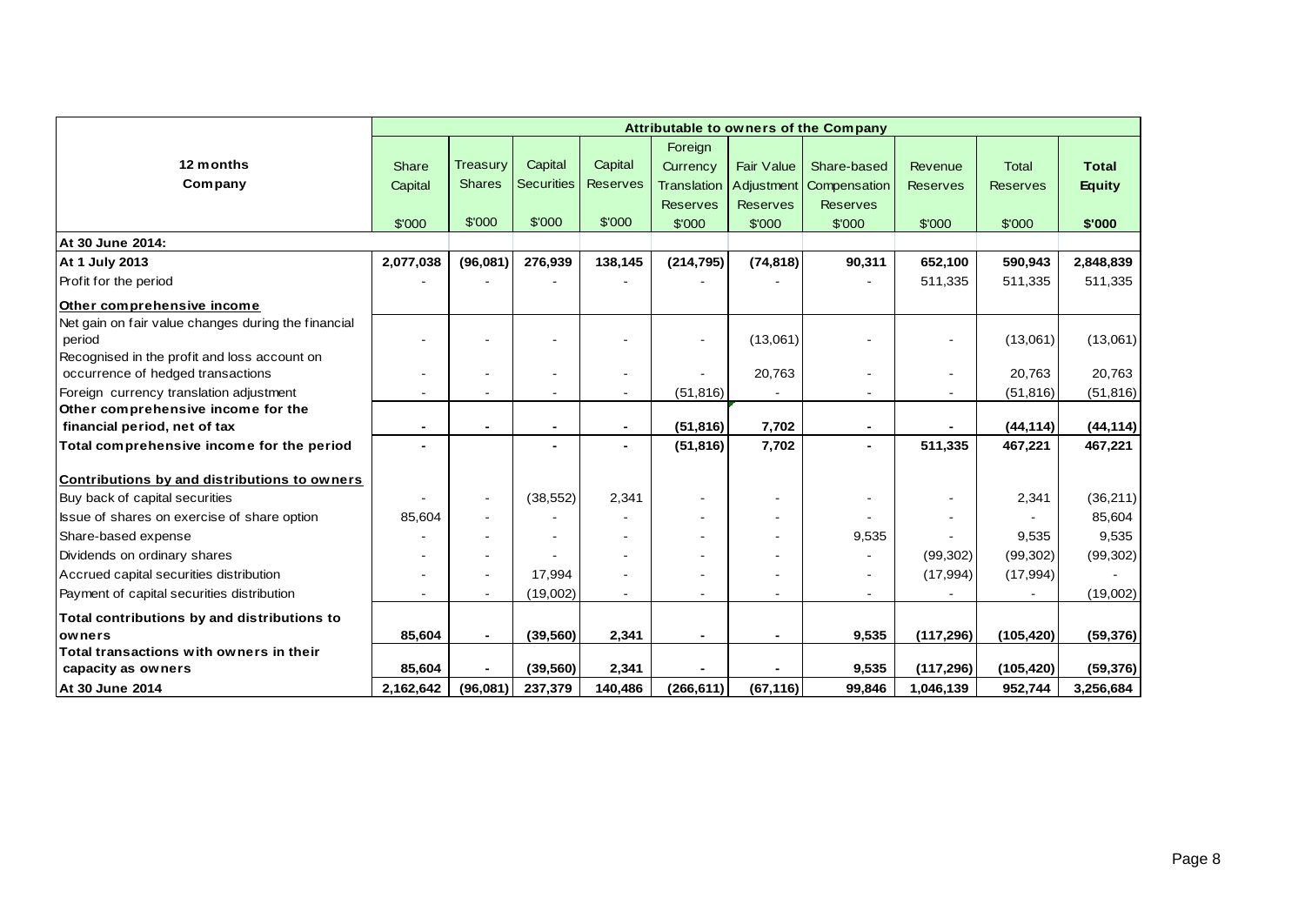| 12 months<br>Company | Attributable to owners of the Company | | | | | | | | | |
|---|---|---|---|---|---|---|---|---|---|---|
| | Share Capital | Treasury Shares | Capital Securities | Capital Reserves | Foreign Currency Translation Reserves | Fair Value Adjustment Reserves | Share-based Compensation Reserves | Revenue Reserves | Total Reserves | **Total Equity** |
| | $'000 | $'000 | $'000 | $'000 | $'000 | $'000 | $'000 | $'000 | $'000 | **$'000** |
| **At 30 June 2014:** | | | | | | | | | | |
| **At 1 July 2013** | **2,077,038** | **(96,081)** | **276,939** | **138,145** | **(214,795)** | **(74,818)** | **90,311** | **652,100** | **590,943** | **2,848,839** |
| Profit for the period | - | - | - | - | - | - | - | 511,335 | 511,335 | 511,335 |
| **Other comprehensive income** | | | | | | | | | | |
| Net gain on fair value changes during the financial period | - | - | - | - | - | (13,061) | - | - | (13,061) | (13,061) |
| Recognised in the profit and loss account on occurrence of hedged transactions | - | - | - | - | - | 20,763 | - | - | 20,763 | 20,763 |
| Foreign currency translation adjustment | - | - | - | - | (51,816) | - | - | - | (51,816) | (51,816) |
| **Other comprehensive income for the financial period, net of tax** | **-** | **-** | **-** | **-** | **(51,816)** | **7,702** | **-** | **-** | **(44,114)** | **(44,114)** |
| **Total comprehensive income for the period** | **-** | | **-** | **-** | **(51,816)** | **7,702** | **-** | **511,335** | **467,221** | **467,221** |
| **Contributions by and distributions to owners** | | | | | | | | | | |
| Buy back of capital securities | - | - | (38,552) | 2,341 | - | - | - | - | 2,341 | (36,211) |
| Issue of shares on exercise of share option | 85,604 | - | - | - | - | - | - | - | - | 85,604 |
| Share-based expense | - | - | - | - | - | - | 9,535 | - | 9,535 | 9,535 |
| Dividends on ordinary shares | - | - | - | - | - | - | - | (99,302) | (99,302) | (99,302) |
| Accrued capital securities distribution | - | - | 17,994 | - | - | - | - | (17,994) | (17,994) | - |
| Payment of capital securities distribution | - | - | (19,002) | - | - | - | - | - | - | (19,002) |
| **Total contributions by and distributions to owners** | **85,604** | **-** | **(39,560)** | **2,341** | **-** | **-** | **9,535** | **(117,296)** | **(105,420)** | **(59,376)** |
| **Total transactions with owners in their capacity as owners** | **85,604** | **-** | **(39,560)** | **2,341** | **-** | **-** | **9,535** | **(117,296)** | **(105,420)** | **(59,376)** |
| **At 30 June 2014** | **2,162,642** | **(96,081)** | **237,379** | **140,486** | **(266,611)** | **(67,116)** | **99,846** | **1,046,139** | **952,744** | **3,256,684** |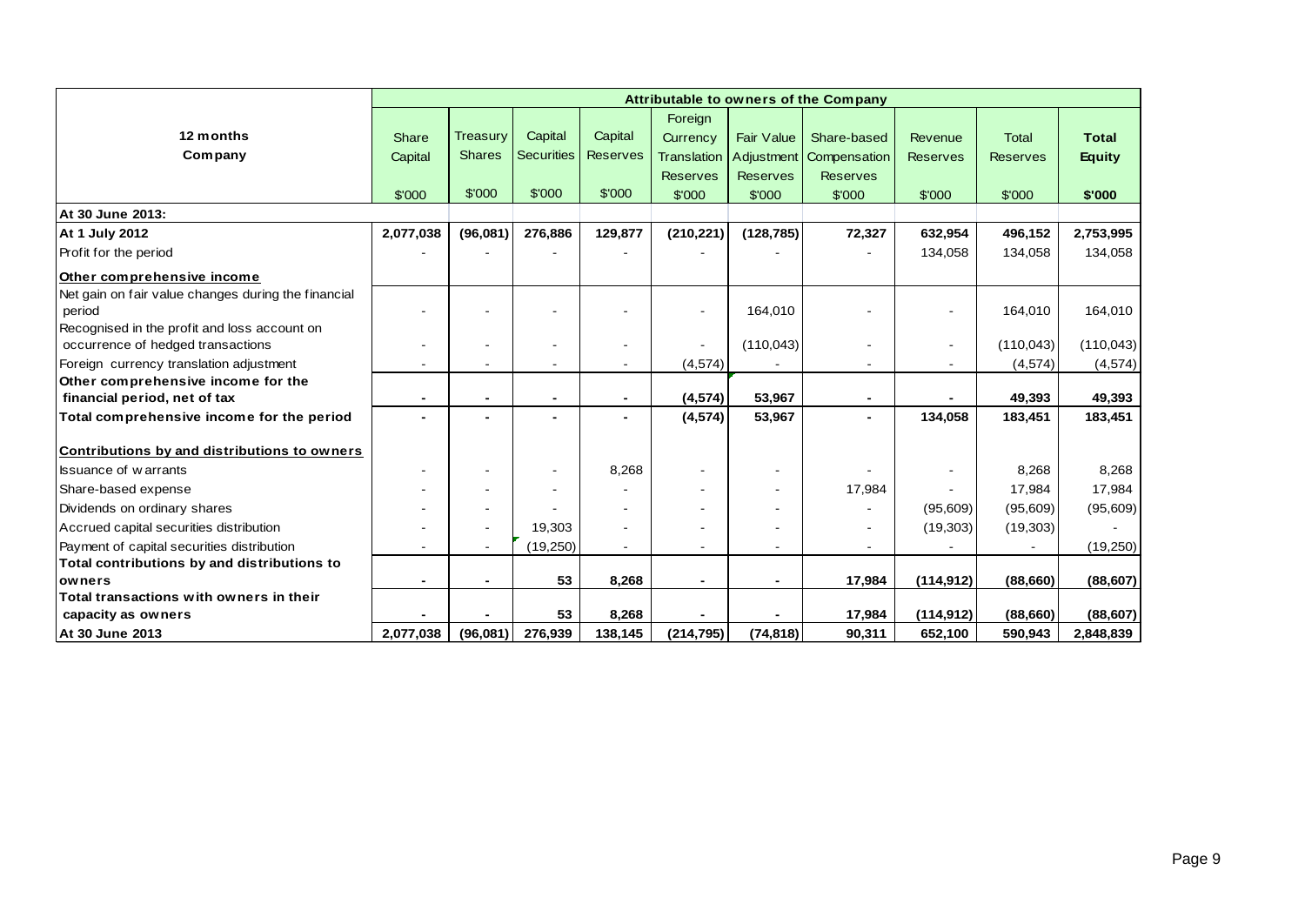| 12 months Company | Attributable to owners of the Company | | | | | | | | | |
|---|---|---|---|---|---|---|---|---|---|---|
| | Share Capital | Treasury Shares | Capital Securities | Capital Reserves | Foreign Currency Translation Reserves | Fair Value Adjustment Reserves | Share-based Compensation Reserves | Revenue Reserves | Total Reserves | **Total Equity** |
| | $'000 | $'000 | $'000 | $'000 | $'000 | $'000 | $'000 | $'000 | $'000 | **$'000** |
| **At 30 June 2013:** | | | | | | | | | | |
| **At 1 July 2012** | **2,077,038** | **(96,081)** | **276,886** | **129,877** | **(210,221)** | **(128,785)** | **72,327** | **632,954** | **496,152** | **2,753,995** |
| Profit for the period | - | - | - | - | - | - | - | 134,058 | 134,058 | 134,058 |
| **Other comprehensive income** | | | | | | | | | | |
| Net gain on fair value changes during the financial period | - | - | - | - | - | 164,010 | - | - | 164,010 | 164,010 |
| Recognised in the profit and loss account on occurrence of hedged transactions | - | - | - | - | - | (110,043) | - | - | (110,043) | (110,043) |
| Foreign currency translation adjustment | - | - | - | - | (4,574) | - | - | - | (4,574) | (4,574) |
| **Other comprehensive income for the financial period, net of tax** | **-** | **-** | **-** | **-** | **(4,574)** | **53,967** | **-** | **-** | **49,393** | **49,393** |
| **Total comprehensive income for the period** | **-** | **-** | **-** | **-** | **(4,574)** | **53,967** | **-** | **134,058** | **183,451** | **183,451** |
| **Contributions by and distributions to owners** | | | | | | | | | | |
| Issuance of warrants | - | - | - | 8,268 | - | - | - | - | 8,268 | 8,268 |
| Share-based expense | - | - | - | - | - | - | 17,984 | - | 17,984 | 17,984 |
| Dividends on ordinary shares | - | - | - | - | - | - | - | (95,609) | (95,609) | (95,609) |
| Accrued capital securities distribution | - | - | 19,303 | - | - | - | - | (19,303) | (19,303) | - |
| Payment of capital securities distribution | - | - | (19,250) | - | - | - | - | - | - | (19,250) |
| **Total contributions by and distributions to owners** | **-** | **-** | **53** | **8,268** | **-** | **-** | **17,984** | **(114,912)** | **(88,660)** | **(88,607)** |
| **Total transactions with owners in their capacity as owners** | **-** | **-** | **53** | **8,268** | **-** | **-** | **17,984** | **(114,912)** | **(88,660)** | **(88,607)** |
| **At 30 June 2013** | **2,077,038** | **(96,081)** | **276,939** | **138,145** | **(214,795)** | **(74,818)** | **90,311** | **652,100** | **590,943** | **2,848,839** |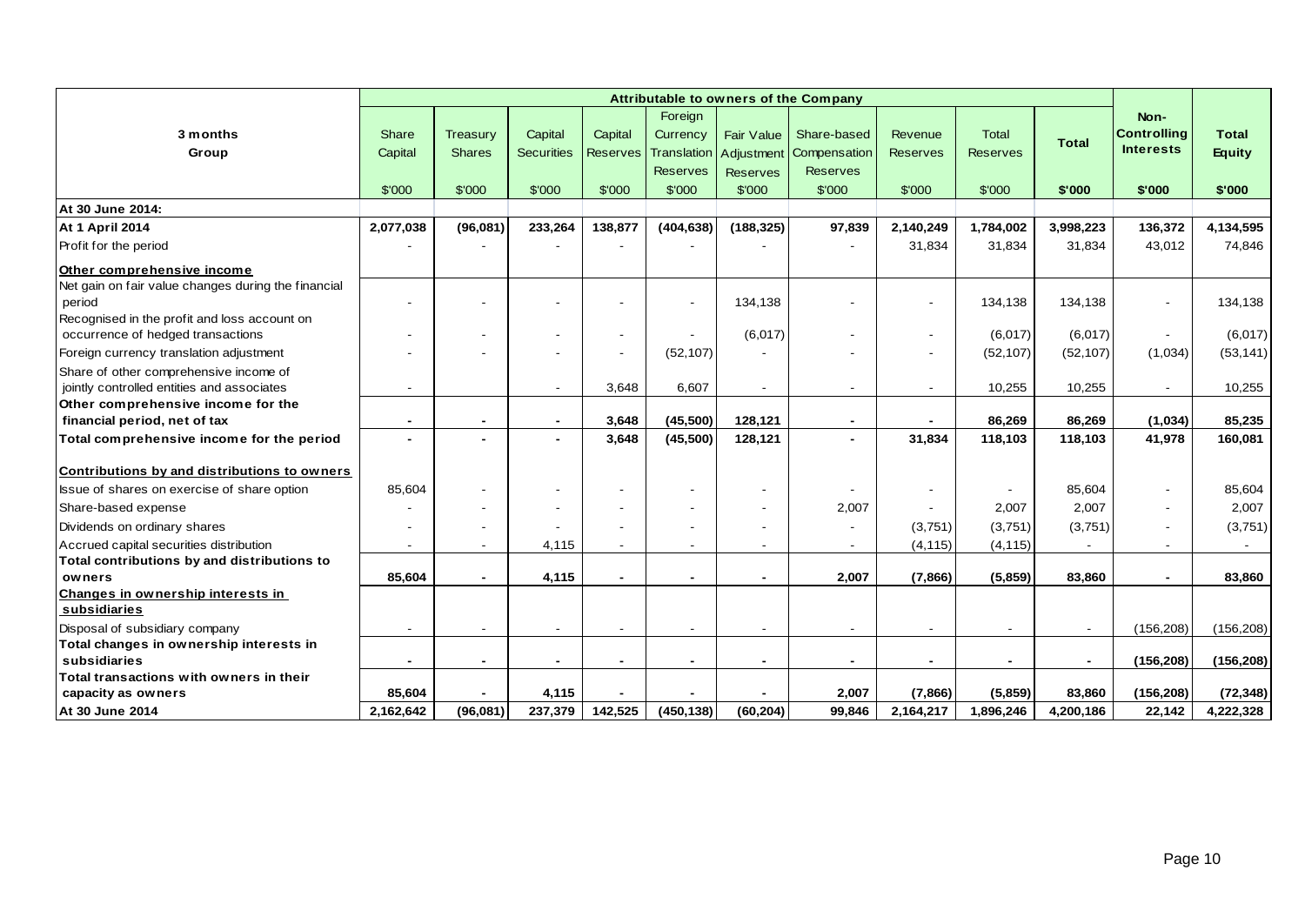| 3 months Group | Attributable to owners of the Company | | | | | | | | | | | |
|---|---|---|---|---|---|---|---|---|---|---|---|---|
| | Share Capital | Treasury Shares | Capital Securities | Capital Reserves | Foreign Currency Translation Reserves | Fair Value Adjustment Reserves | Share-based Compensation Reserves | Revenue Reserves | Total Reserves | **Total** | **Non-Controlling Interests** | **Total Equity** |
| | $'000 | $'000 | $'000 | $'000 | $'000 | $'000 | $'000 | $'000 | $'000 | **$'000** | **$'000** | **$'000** |
| **At 30 June 2014:** | | | | | | | | | | | | |
| **At 1 April 2014** | **2,077,038** | **(96,081)** | **233,264** | **138,877** | **(404,638)** | **(188,325)** | **97,839** | **2,140,249** | **1,784,002** | **3,998,223** | **136,372** | **4,134,595** |
| Profit for the period | - | - | - | - | - | - | - | 31,834 | 31,834 | 31,834 | 43,012 | 74,846 |
| **Other comprehensive income** | | | | | | | | | | | | |
| Net gain on fair value changes during the financial period | - | - | - | - | - | 134,138 | - | - | 134,138 | 134,138 | - | 134,138 |
| Recognised in the profit and loss account on occurrence of hedged transactions | - | - | - | - | - | (6,017) | - | - | (6,017) | (6,017) | - | (6,017) |
| Foreign currency translation adjustment | - | - | - | - | (52,107) | - | - | - | (52,107) | (52,107) | (1,034) | (53,141) |
| Share of other comprehensive income of jointly controlled entities and associates | - | | - | 3,648 | 6,607 | - | - | - | 10,255 | 10,255 | - | 10,255 |
| **Other comprehensive income for the financial period, net of tax** | **-** | **-** | **-** | **3,648** | **(45,500)** | **128,121** | **-** | **-** | **86,269** | **86,269** | **(1,034)** | **85,235** |
| **Total comprehensive income for the period** | **-** | **-** | **-** | **3,648** | **(45,500)** | **128,121** | **-** | **31,834** | **118,103** | **118,103** | **41,978** | **160,081** |
| **Contributions by and distributions to owners** | | | | | | | | | | | | |
| Issue of shares on exercise of share option | 85,604 | - | - | - | - | - | - | - | - | 85,604 | - | 85,604 |
| Share-based expense | - | - | - | - | - | - | 2,007 | - | 2,007 | 2,007 | - | 2,007 |
| Dividends on ordinary shares | - | - | - | - | - | - | - | (3,751) | (3,751) | (3,751) | - | (3,751) |
| Accrued capital securities distribution | - | - | 4,115 | - | - | - | - | (4,115) | (4,115) | - | - | - |
| **Total contributions by and distributions to owners** | **85,604** | **-** | **4,115** | **-** | **-** | **-** | **2,007** | **(7,866)** | **(5,859)** | **83,860** | **-** | **83,860** |
| **Changes in ownership interests in subsidiaries** | | | | | | | | | | | | |
| Disposal of subsidiary company | - | - | - | - | - | - | - | - | - | - | (156,208) | (156,208) |
| **Total changes in ownership interests in subsidiaries** | **-** | **-** | **-** | **-** | **-** | **-** | **-** | **-** | **-** | **-** | **(156,208)** | **(156,208)** |
| **Total transactions with owners in their capacity as owners** | **85,604** | **-** | **4,115** | **-** | **-** | **-** | **2,007** | **(7,866)** | **(5,859)** | **83,860** | **(156,208)** | **(72,348)** |
| **At 30 June 2014** | **2,162,642** | **(96,081)** | **237,379** | **142,525** | **(450,138)** | **(60,204)** | **99,846** | **2,164,217** | **1,896,246** | **4,200,186** | **22,142** | **4,222,328** |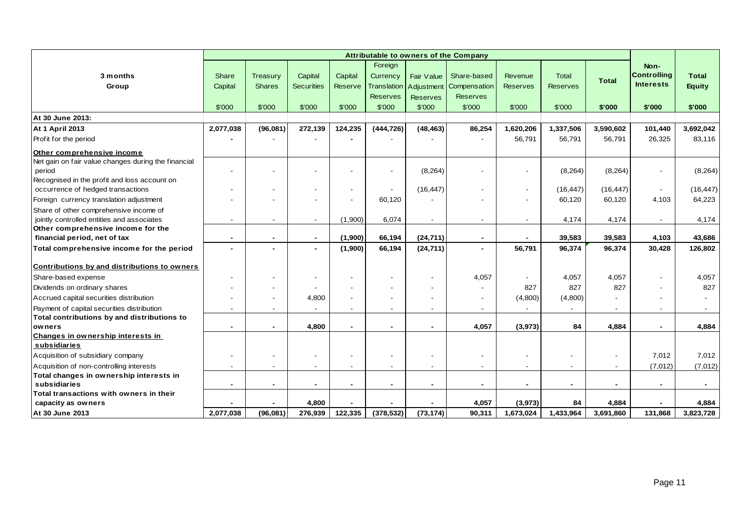| 3 months Group | Attributable to owners of the Company | | | | | | | | | | Non-Controlling Interests | Total Equity |
|---|---|---|---|---|---|---|---|---|---|---|---|---|
| | Share Capital | Treasury Shares | Capital Securities | Capital Reserve | Foreign Currency Translation Reserves | Fair Value Adjustment Reserves | Share-based Compensation Reserves | Revenue Reserves | Total Reserves | Total | | |
| | $'000 | $'000 | $'000 | $'000 | $'000 | $'000 | $'000 | $'000 | $'000 | $'000 | $'000 | $'000 |
| **At 30 June 2013:** | | | | | | | | | | | | |
| **At 1 April 2013** | **2,077,038** | **(96,081)** | **272,139** | **124,235** | **(444,726)** | **(48,463)** | **86,254** | **1,620,206** | **1,337,506** | **3,590,602** | **101,440** | **3,692,042** |
| Profit for the period | **-** | - | - | **-** | - | - | - | 56,791 | 56,791 | 56,791 | 26,325 | 83,116 |
| **Other comprehensive income** | | | | | | | | | | | | |
| Net gain on fair value changes during the financial period | - | - | - | - | - | (8,264) | - | - | (8,264) | (8,264) | - | (8,264) |
| Recognised in the profit and loss account on occurrence of hedged transactions | - | - | - | - | - | (16,447) | - | - | (16,447) | (16,447) | - | (16,447) |
| Foreign currency translation adjustment | - | - | - | - | 60,120 | - | - | - | 60,120 | 60,120 | 4,103 | 64,223 |
| Share of other comprehensive income of jointly controlled entities and associates | - | - | - | (1,900) | 6,074 | - | - | - | 4,174 | 4,174 | - | 4,174 |
| **Other comprehensive income for the financial period, net of tax** | **-** | **-** | **-** | **(1,900)** | **66,194** | **(24,711)** | **-** | **-** | **39,583** | **39,583** | **4,103** | **43,686** |
| **Total comprehensive income for the period** | **-** | **-** | **-** | **(1,900)** | **66,194** | **(24,711)** | **-** | **56,791** | **96,374** | **96,374** | **30,428** | **126,802** |
| **Contributions by and distributions to owners** | | | | | | | | | | | | |
| Share-based expense | - | - | - | - | - | - | 4,057 | - | 4,057 | 4,057 | - | 4,057 |
| Dividends on ordinary shares | - | - | - | - | - | - | - | 827 | 827 | 827 | - | 827 |
| Accrued capital securities distribution | - | - | 4,800 | - | - | - | - | (4,800) | (4,800) | - | - | - |
| Payment of capital securities distribution | - | - | - | - | - | - | - | - | - | - | - | - |
| **Total contributions by and distributions to owners** | **-** | **-** | **4,800** | **-** | **-** | **-** | **4,057** | **(3,973)** | **84** | **4,884** | **-** | **4,884** |
| **Changes in ownership interests in subsidiaries** | | | | | | | | | | | | |
| Acquisition of subsidiary company | - | - | - | - | - | - | - | - | - | - | 7,012 | 7,012 |
| Acquisition of non-controlling interests | - | - | - | - | - | - | - | - | - | - | (7,012) | (7,012) |
| **Total changes in ownership interests in subsidiaries** | **-** | **-** | **-** | **-** | **-** | **-** | **-** | **-** | **-** | **-** | **-** | **-** |
| **Total transactions with owners in their capacity as owners** | **-** | **-** | **4,800** | **-** | **-** | **-** | **4,057** | **(3,973)** | **84** | **4,884** | **-** | **4,884** |
| **At 30 June 2013** | **2,077,038** | **(96,081)** | **276,939** | **122,335** | **(378,532)** | **(73,174)** | **90,311** | **1,673,024** | **1,433,964** | **3,691,860** | **131,868** | **3,823,728** |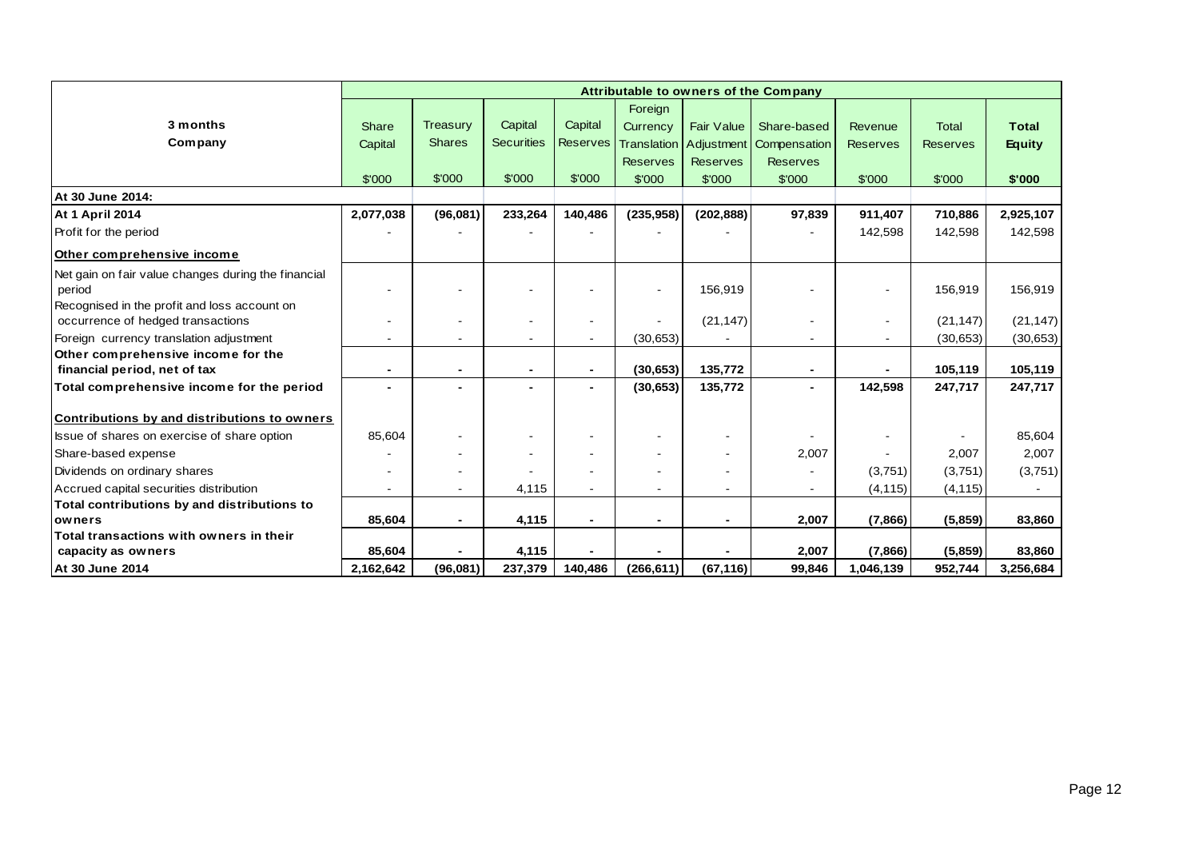| 3 months Company | Attributable to owners of the Company | | | | | | | | | |
|---|---|---|---|---|---|---|---|---|---|---|
| | Share Capital | Treasury Shares | Capital Securities | Capital Reserves | Foreign Currency Translation Reserves | Fair Value Adjustment Reserves | Share-based Compensation Reserves | Revenue Reserves | Total Reserves | **Total Equity** |
| | $'000 | $'000 | $'000 | $'000 | $'000 | $'000 | $'000 | $'000 | $'000 | **$'000** |
| **At 30 June 2014:** | | | | | | | | | | |
| **At 1 April 2014** | **2,077,038** | **(96,081)** | **233,264** | **140,486** | **(235,958)** | **(202,888)** | **97,839** | **911,407** | **710,886** | **2,925,107** |
| Profit for the period | - | - | - | - | - | - | - | 142,598 | 142,598 | 142,598 |
| **Other comprehensive income** | | | | | | | | | | |
| Net gain on fair value changes during the financial period | - | - | - | - | - | 156,919 | - | - | 156,919 | 156,919 |
| Recognised in the profit and loss account on occurrence of hedged transactions | - | - | - | - | - | (21,147) | - | - | (21,147) | (21,147) |
| Foreign currency translation adjustment | - | - | - | - | (30,653) | - | - | - | (30,653) | (30,653) |
| **Other comprehensive income for the financial period, net of tax** | **-** | **-** | **-** | **-** | **(30,653)** | **135,772** | **-** | **-** | **105,119** | **105,119** |
| **Total comprehensive income for the period** | **-** | **-** | **-** | **-** | **(30,653)** | **135,772** | **-** | **142,598** | **247,717** | **247,717** |
| **Contributions by and distributions to owners** | | | | | | | | | | |
| Issue of shares on exercise of share option | 85,604 | - | - | - | - | - | - | - | - | 85,604 |
| Share-based expense | - | - | - | - | - | - | 2,007 | - | 2,007 | 2,007 |
| Dividends on ordinary shares | - | - | - | - | - | - | - | (3,751) | (3,751) | (3,751) |
| Accrued capital securities distribution | - | - | 4,115 | - | - | - | - | (4,115) | (4,115) | - |
| **Total contributions by and distributions to owners** | **85,604** | **-** | **4,115** | **-** | **-** | **-** | **2,007** | **(7,866)** | **(5,859)** | **83,860** |
| **Total transactions with owners in their capacity as owners** | **85,604** | **-** | **4,115** | **-** | **-** | **-** | **2,007** | **(7,866)** | **(5,859)** | **83,860** |
| **At 30 June 2014** | **2,162,642** | **(96,081)** | **237,379** | **140,486** | **(266,611)** | **(67,116)** | **99,846** | **1,046,139** | **952,744** | **3,256,684** |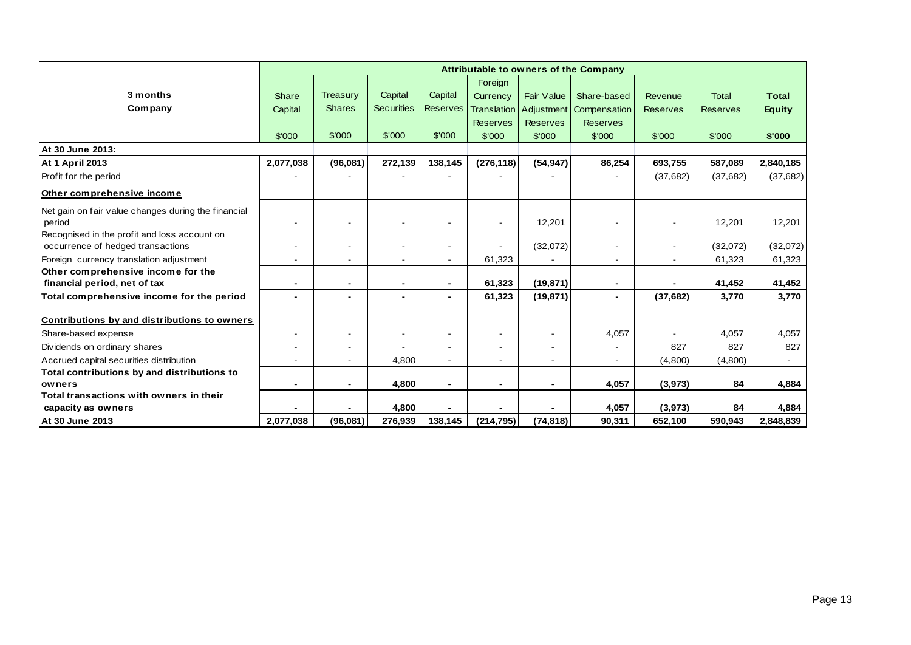| 3 months Company | Attributable to owners of the Company | | | | | | | | | |
|---|---|---|---|---|---|---|---|---|---|---|
| | Share Capital | Treasury Shares | Capital Securities | Capital Reserves | Foreign Currency Translation Reserves | Fair Value Adjustment Reserves | Share-based Compensation Reserves | Revenue Reserves | Total Reserves | **Total Equity** |
| | $'000 | $'000 | $'000 | $'000 | $'000 | $'000 | $'000 | $'000 | $'000 | **$'000** |
| **At 30 June 2013:** | | | | | | | | | | |
| **At 1 April 2013** | **2,077,038** | **(96,081)** | **272,139** | **138,145** | **(276,118)** | **(54,947)** | **86,254** | **693,755** | **587,089** | **2,840,185** |
| Profit for the period | - | - | - | - | - | - | - | (37,682) | (37,682) | (37,682) |
| **Other comprehensive income** | | | | | | | | | | |
| Net gain on fair value changes during the financial period | - | - | - | - | - | 12,201 | - | - | 12,201 | 12,201 |
| Recognised in the profit and loss account on occurrence of hedged transactions | - | - | - | - | - | (32,072) | - | - | (32,072) | (32,072) |
| Foreign currency translation adjustment | - | - | - | - | 61,323 | - | - | - | 61,323 | 61,323 |
| **Other comprehensive income for the financial period, net of tax** | **-** | **-** | **-** | **-** | **61,323** | **(19,871)** | **-** | **-** | **41,452** | **41,452** |
| **Total comprehensive income for the period** | **-** | **-** | **-** | **-** | **61,323** | **(19,871)** | **-** | **(37,682)** | **3,770** | **3,770** |
| **Contributions by and distributions to owners** | | | | | | | | | | |
| Share-based expense | - | - | - | - | - | - | 4,057 | - | 4,057 | 4,057 |
| Dividends on ordinary shares | - | - | - | - | - | - | - | 827 | 827 | 827 |
| Accrued capital securities distribution | - | - | 4,800 | - | - | - | - | (4,800) | (4,800) | - |
| **Total contributions by and distributions to owners** | **-** | **-** | **4,800** | **-** | **-** | **-** | **4,057** | **(3,973)** | **84** | **4,884** |
| **Total transactions with owners in their capacity as owners** | **-** | **-** | **4,800** | **-** | **-** | **-** | **4,057** | **(3,973)** | **84** | **4,884** |
| **At 30 June 2013** | **2,077,038** | **(96,081)** | **276,939** | **138,145** | **(214,795)** | **(74,818)** | **90,311** | **652,100** | **590,943** | **2,848,839** |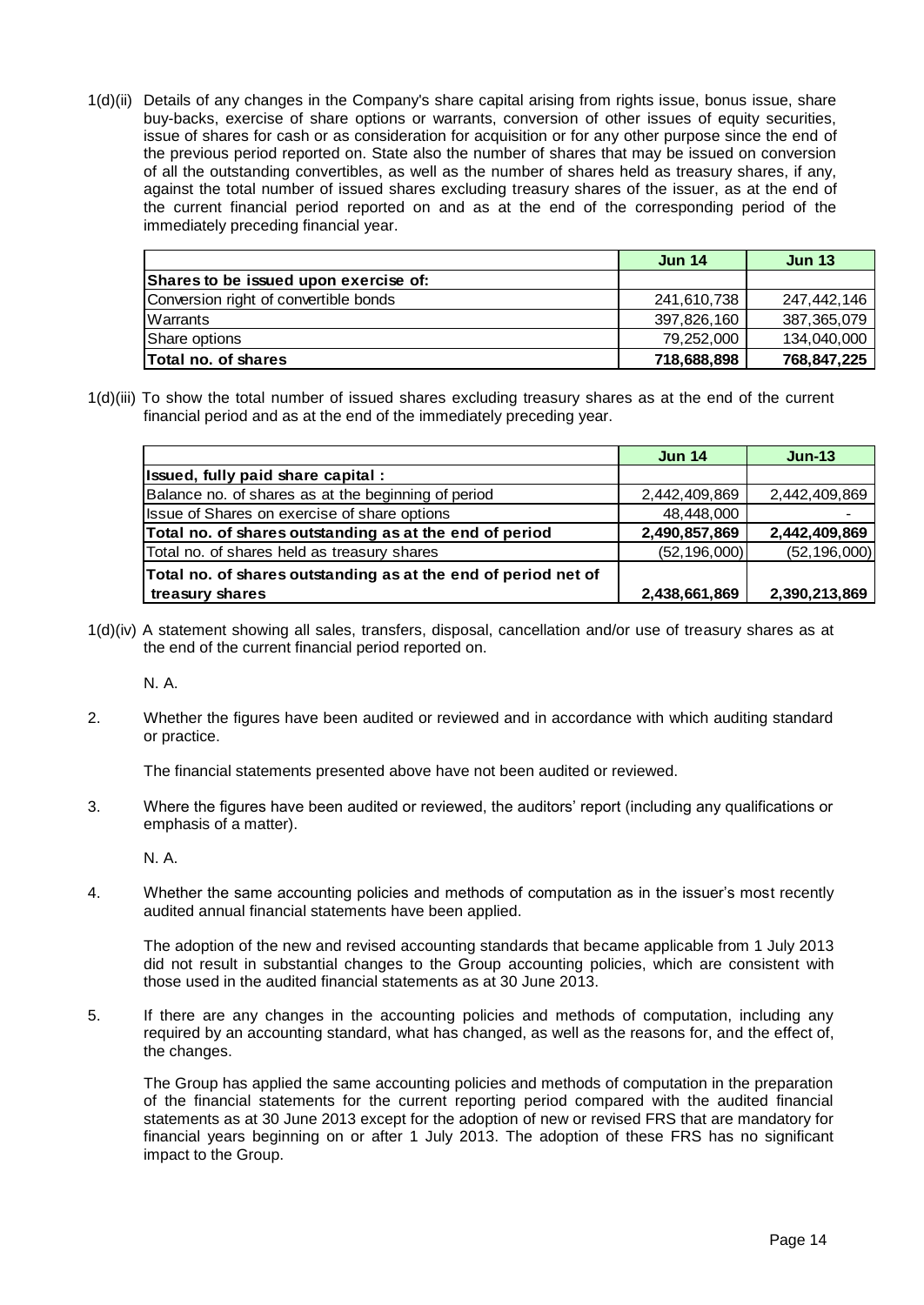1(d)(ii) Details of any changes in the Company's share capital arising from rights issue, bonus issue, share buy-backs, exercise of share options or warrants, conversion of other issues of equity securities, issue of shares for cash or as consideration for acquisition or for any other purpose since the end of the previous period reported on. State also the number of shares that may be issued on conversion of all the outstanding convertibles, as well as the number of shares held as treasury shares, if any, against the total number of issued shares excluding treasury shares of the issuer, as at the end of the current financial period reported on and as at the end of the corresponding period of the immediately preceding financial year.

| | Jun 14 | Jun 13 |
|---|---|---|
| **Shares to be issued upon exercise of:** | | |
| Conversion right of convertible bonds | 241,610,738 | 247,442,146 |
| Warrants | 397,826,160 | 387,365,079 |
| Share options | 79,252,000 | 134,040,000 |
| **Total no. of shares** | **718,688,898** | **768,847,225** |

1(d)(iii) To show the total number of issued shares excluding treasury shares as at the end of the current financial period and as at the end of the immediately preceding year.

| | Jun 14 | Jun-13 |
|---|---|---|
| **Issued, fully paid share capital :** | | |
| Balance no. of shares as at the beginning of period | 2,442,409,869 | 2,442,409,869 |
| Issue of Shares on exercise of share options | 48,448,000 | - |
| **Total no. of shares outstanding as at the end of period** | **2,490,857,869** | **2,442,409,869** |
| Total no. of shares held as treasury shares | (52,196,000) | (52,196,000) |
| **Total no. of shares outstanding as at the end of period net of treasury shares** | **2,438,661,869** | **2,390,213,869** |

1(d)(iv) A statement showing all sales, transfers, disposal, cancellation and/or use of treasury shares as at the end of the current financial period reported on.

N. A.

2. Whether the figures have been audited or reviewed and in accordance with which auditing standard or practice.

The financial statements presented above have not been audited or reviewed.

3. Where the figures have been audited or reviewed, the auditors' report (including any qualifications or emphasis of a matter).

N. A.

4. Whether the same accounting policies and methods of computation as in the issuer's most recently audited annual financial statements have been applied.

The adoption of the new and revised accounting standards that became applicable from 1 July 2013 did not result in substantial changes to the Group accounting policies, which are consistent with those used in the audited financial statements as at 30 June 2013.

5. If there are any changes in the accounting policies and methods of computation, including any required by an accounting standard, what has changed, as well as the reasons for, and the effect of, the changes.

The Group has applied the same accounting policies and methods of computation in the preparation of the financial statements for the current reporting period compared with the audited financial statements as at 30 June 2013 except for the adoption of new or revised FRS that are mandatory for financial years beginning on or after 1 July 2013. The adoption of these FRS has no significant impact to the Group.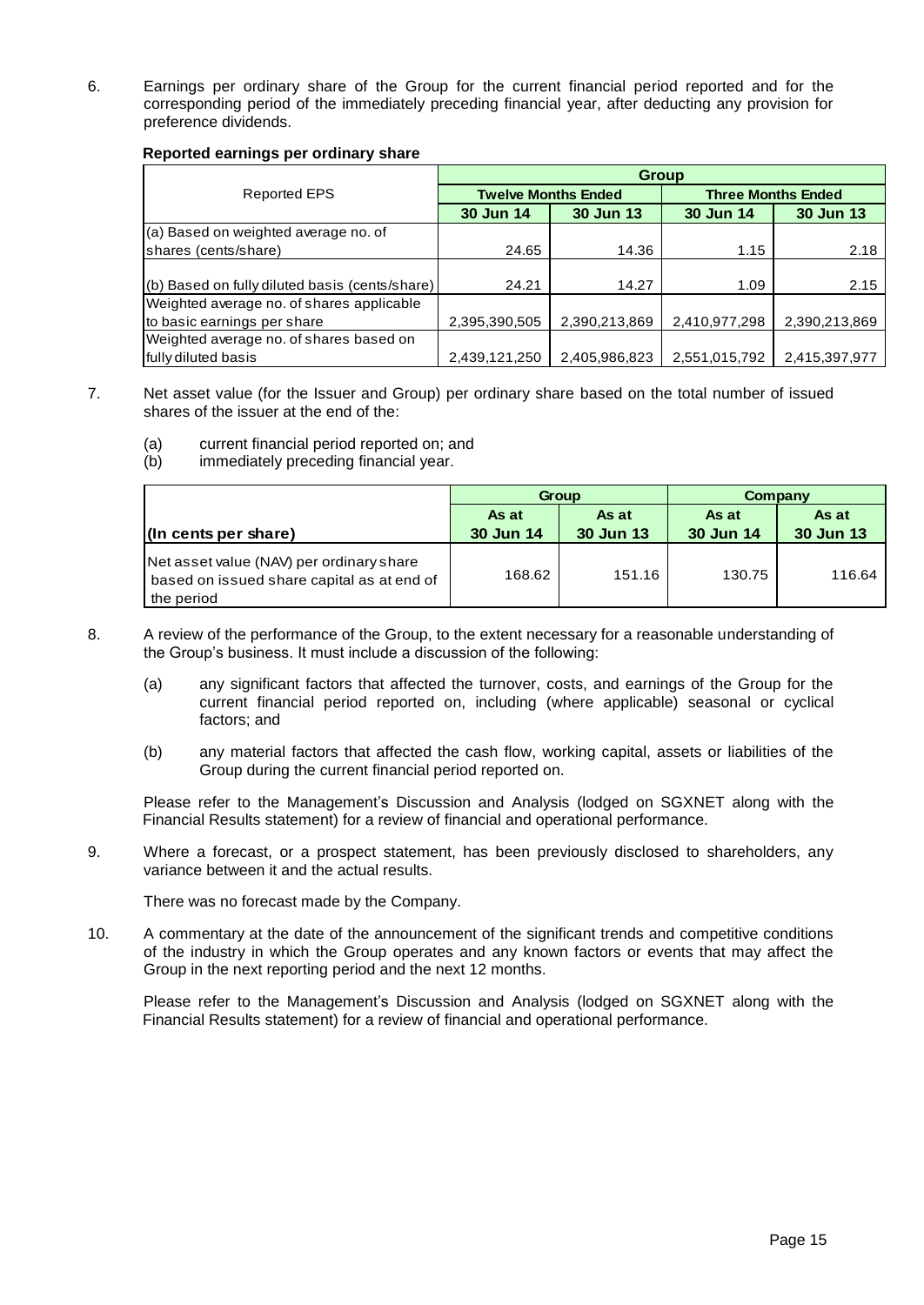6. Earnings per ordinary share of the Group for the current financial period reported and for the corresponding period of the immediately preceding financial year, after deducting any provision for preference dividends.

**Reported earnings per ordinary share**

| Reported EPS | Group | | | |
|---|---|---|---|---|
| | Twelve Months Ended | | Three Months Ended | |
| | 30 Jun 14 | 30 Jun 13 | 30 Jun 14 | 30 Jun 13 |
| (a) Based on weighted average no. of shares (cents/share) | 24.65 | 14.36 | 1.15 | 2.18 |
| (b) Based on fully diluted basis (cents/share) | 24.21 | 14.27 | 1.09 | 2.15 |
| Weighted average no. of shares applicable to basic earnings per share | 2,395,390,505 | 2,390,213,869 | 2,410,977,298 | 2,390,213,869 |
| Weighted average no. of shares based on fully diluted basis | 2,439,121,250 | 2,405,986,823 | 2,551,015,792 | 2,415,397,977 |

7. Net asset value (for the Issuer and Group) per ordinary share based on the total number of issued shares of the issuer at the end of the:

   (a) current financial period reported on; and
   (b) immediately preceding financial year.

| | Group | | Company | |
|---|---|---|---|---|
| (In cents per share) | As at 30 Jun 14 | As at 30 Jun 13 | As at 30 Jun 14 | As at 30 Jun 13 |
| Net asset value (NAV) per ordinary share based on issued share capital as at end of the period | 168.62 | 151.16 | 130.75 | 116.64 |

8. A review of the performance of the Group, to the extent necessary for a reasonable understanding of the Group's business. It must include a discussion of the following:

   (a) any significant factors that affected the turnover, costs, and earnings of the Group for the current financial period reported on, including (where applicable) seasonal or cyclical factors; and

   (b) any material factors that affected the cash flow, working capital, assets or liabilities of the Group during the current financial period reported on.

   Please refer to the Management's Discussion and Analysis (lodged on SGXNET along with the Financial Results statement) for a review of financial and operational performance.

9. Where a forecast, or a prospect statement, has been previously disclosed to shareholders, any variance between it and the actual results.

   There was no forecast made by the Company.

10. A commentary at the date of the announcement of the significant trends and competitive conditions of the industry in which the Group operates and any known factors or events that may affect the Group in the next reporting period and the next 12 months.

    Please refer to the Management's Discussion and Analysis (lodged on SGXNET along with the Financial Results statement) for a review of financial and operational performance.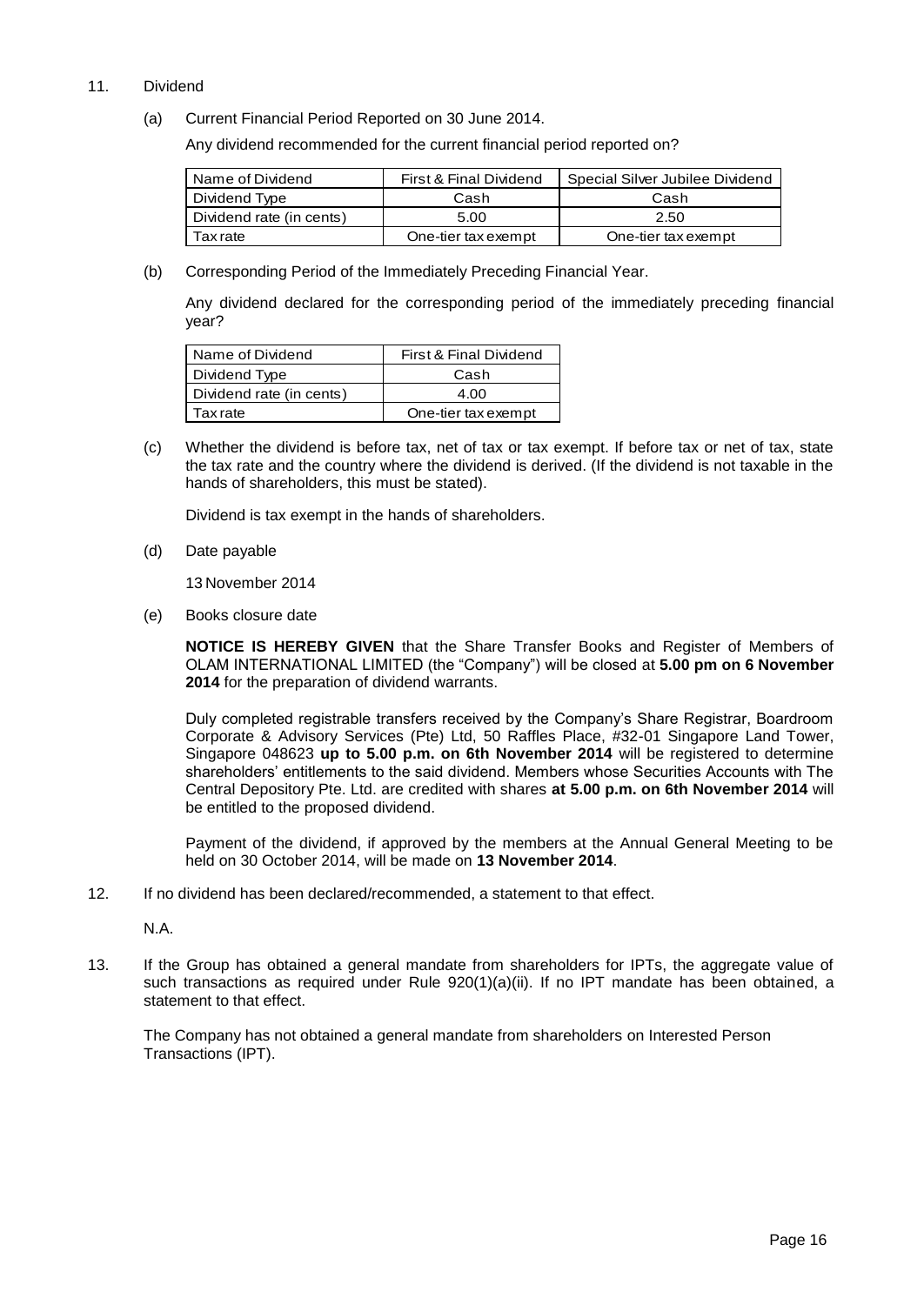11. Dividend

(a) Current Financial Period Reported on 30 June 2014.

Any dividend recommended for the current financial period reported on?

| Name of Dividend | First & Final Dividend | Special Silver Jubilee Dividend |
|---|---|---|
| Dividend Type | Cash | Cash |
| Dividend rate (in cents) | 5.00 | 2.50 |
| Tax rate | One-tier tax exempt | One-tier tax exempt |

(b) Corresponding Period of the Immediately Preceding Financial Year.

Any dividend declared for the corresponding period of the immediately preceding financial year?

| Name of Dividend | First & Final Dividend |
|---|---|
| Dividend Type | Cash |
| Dividend rate (in cents) | 4.00 |
| Tax rate | One-tier tax exempt |

(c) Whether the dividend is before tax, net of tax or tax exempt. If before tax or net of tax, state the tax rate and the country where the dividend is derived. (If the dividend is not taxable in the hands of shareholders, this must be stated).

Dividend is tax exempt in the hands of shareholders.

(d) Date payable

13 November 2014

(e) Books closure date

**NOTICE IS HEREBY GIVEN** that the Share Transfer Books and Register of Members of OLAM INTERNATIONAL LIMITED (the "Company") will be closed at **5.00 pm on 6 November 2014** for the preparation of dividend warrants.

Duly completed registrable transfers received by the Company's Share Registrar, Boardroom Corporate & Advisory Services (Pte) Ltd, 50 Raffles Place, #32-01 Singapore Land Tower, Singapore 048623 **up to 5.00 p.m. on 6th November 2014** will be registered to determine shareholders' entitlements to the said dividend. Members whose Securities Accounts with The Central Depository Pte. Ltd. are credited with shares **at 5.00 p.m. on 6th November 2014** will be entitled to the proposed dividend.

Payment of the dividend, if approved by the members at the Annual General Meeting to be held on 30 October 2014, will be made on **13 November 2014**.

12. If no dividend has been declared/recommended, a statement to that effect.

N.A.

13. If the Group has obtained a general mandate from shareholders for IPTs, the aggregate value of such transactions as required under Rule 920(1)(a)(ii). If no IPT mandate has been obtained, a statement to that effect.

The Company has not obtained a general mandate from shareholders on Interested Person Transactions (IPT).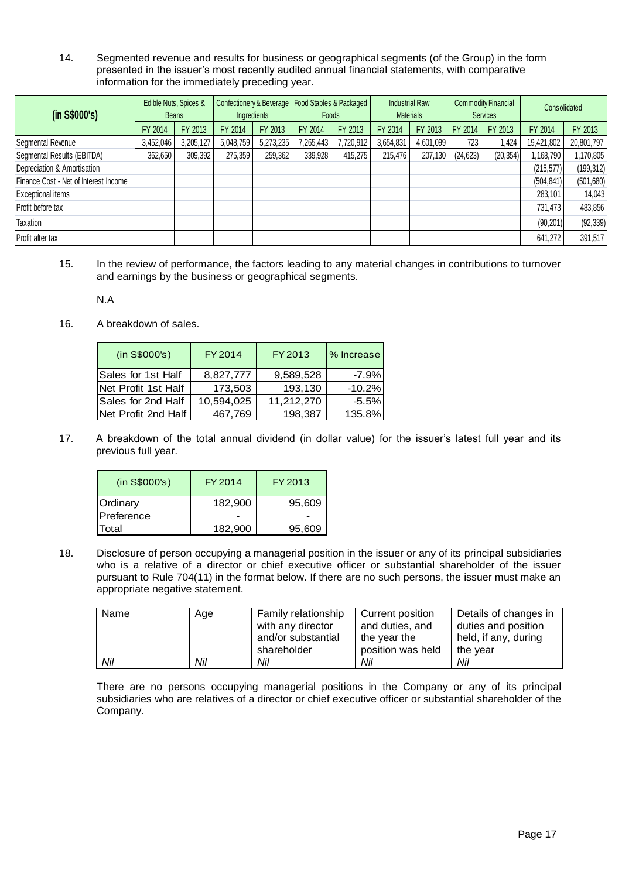14. Segmented revenue and results for business or geographical segments (of the Group) in the form presented in the issuer's most recently audited annual financial statements, with comparative information for the immediately preceding year.

| (in S$000's) | Edible Nuts, Spices & Beans | | Confectionery & Beverage Ingredients | | Food Staples & Packaged Foods | | Industrial Raw Materials | | Commodity Financial Services | | Consolidated | |
|---|---|---|---|---|---|---|---|---|---|---|---|---|
| | FY 2014 | FY 2013 | FY 2014 | FY 2013 | FY 2014 | FY 2013 | FY 2014 | FY 2013 | FY 2014 | FY 2013 | FY 2014 | FY 2013 |
| Segmental Revenue | 3,452,046 | 3,205,127 | 5,048,759 | 5,273,235 | 7,265,443 | 7,720,912 | 3,654,831 | 4,601,099 | 723 | 1,424 | 19,421,802 | 20,801,797 |
| Segmental Results (EBITDA) | 362,650 | 309,392 | 275,359 | 259,362 | 339,928 | 415,275 | 215,476 | 207,130 | (24,623) | (20,354) | 1,168,790 | 1,170,805 |
| Depreciation & Amortisation | | | | | | | | | | | (215,577) | (199,312) |
| Finance Cost - Net of Interest Income | | | | | | | | | | | (504,841) | (501,680) |
| Exceptional items | | | | | | | | | | | 283,101 | 14,043 |
| Profit before tax | | | | | | | | | | | 731,473 | 483,856 |
| Taxation | | | | | | | | | | | (90,201) | (92,339) |
| Profit after tax | | | | | | | | | | | 641,272 | 391,517 |

15. In the review of performance, the factors leading to any material changes in contributions to turnover and earnings by the business or geographical segments.

N.A

16. A breakdown of sales.

| (in S$000's) | FY 2014 | FY 2013 | % Increase |
|---|---|---|---|
| Sales for 1st Half | 8,827,777 | 9,589,528 | -7.9% |
| Net Profit 1st Half | 173,503 | 193,130 | -10.2% |
| Sales for 2nd Half | 10,594,025 | 11,212,270 | -5.5% |
| Net Profit 2nd Half | 467,769 | 198,387 | 135.8% |

17. A breakdown of the total annual dividend (in dollar value) for the issuer's latest full year and its previous full year.

| (in S$000's) | FY 2014 | FY 2013 |
|---|---|---|
| Ordinary | 182,900 | 95,609 |
| Preference | - | - |
| Total | 182,900 | 95,609 |

18. Disclosure of person occupying a managerial position in the issuer or any of its principal subsidiaries who is a relative of a director or chief executive officer or substantial shareholder of the issuer pursuant to Rule 704(11) in the format below. If there are no such persons, the issuer must make an appropriate negative statement.

| Name | Age | Family relationship with any director and/or substantial shareholder | Current position and duties, and the year the position was held | Details of changes in duties and position held, if any, during the year |
|---|---|---|---|---|
| *Nil* | *Nil* | *Nil* | *Nil* | *Nil* |

There are no persons occupying managerial positions in the Company or any of its principal subsidiaries who are relatives of a director or chief executive officer or substantial shareholder of the Company.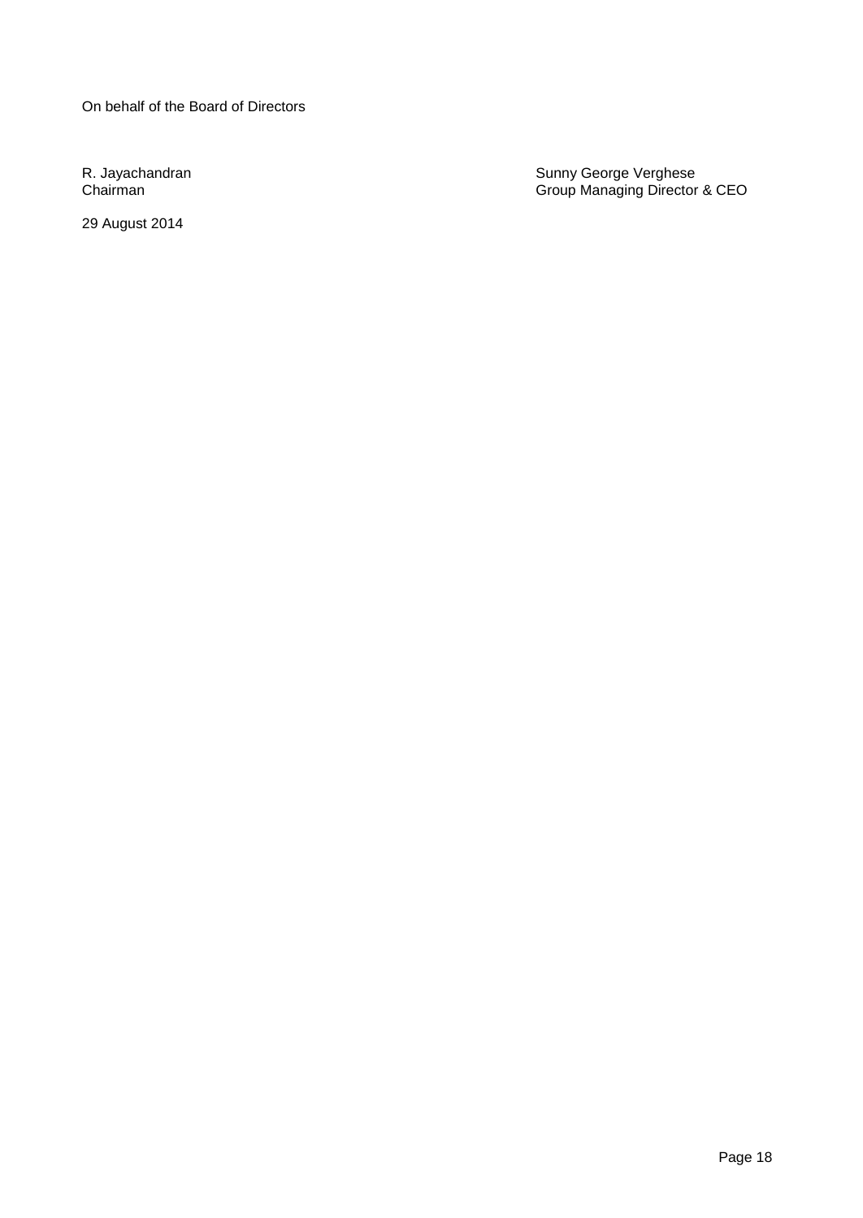On behalf of the Board of Directors

R. Jayachandran
Chairman

Sunny George Verghese
Group Managing Director & CEO

29 August 2014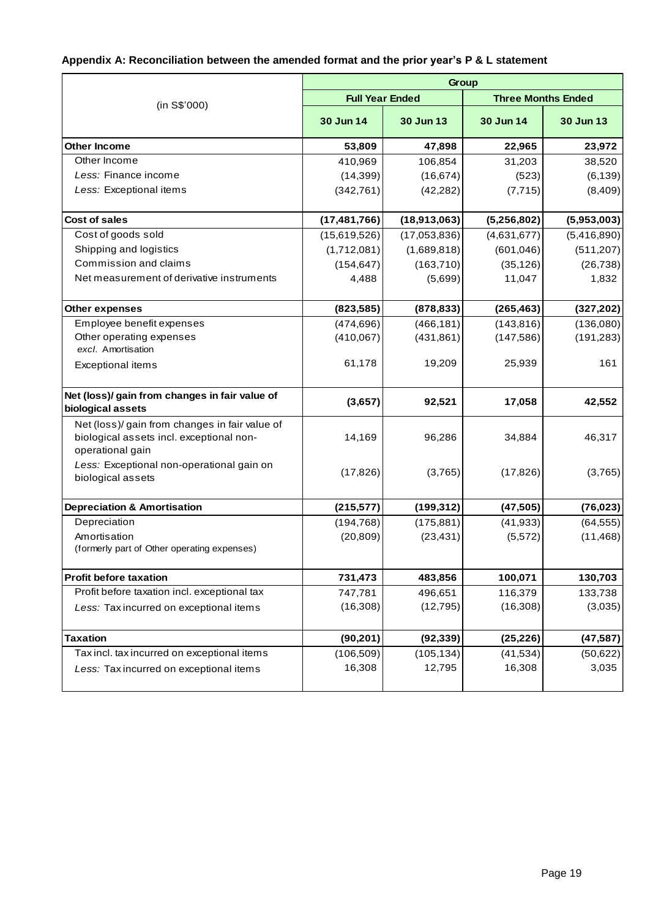**Appendix A: Reconciliation between the amended format and the prior year's P & L statement**

| (in S$'000) | Group | | | |
|---|---|---|---|---|
| | Full Year Ended | | Three Months Ended | |
| | 30 Jun 14 | 30 Jun 13 | 30 Jun 14 | 30 Jun 13 |
| **Other Income** | **53,809** | **47,898** | **22,965** | **23,972** |
| Other Income | 410,969 | 106,854 | 31,203 | 38,520 |
| *Less:* Finance income | (14,399) | (16,674) | (523) | (6,139) |
| *Less:* Exceptional items | (342,761) | (42,282) | (7,715) | (8,409) |
| **Cost of sales** | **(17,481,766)** | **(18,913,063)** | **(5,256,802)** | **(5,953,003)** |
| Cost of goods sold | (15,619,526) | (17,053,836) | (4,631,677) | (5,416,890) |
| Shipping and logistics | (1,712,081) | (1,689,818) | (601,046) | (511,207) |
| Commission and claims | (154,647) | (163,710) | (35,126) | (26,738) |
| Net measurement of derivative instruments | 4,488 | (5,699) | 11,047 | 1,832 |
| **Other expenses** | **(823,585)** | **(878,833)** | **(265,463)** | **(327,202)** |
| Employee benefit expenses | (474,696) | (466,181) | (143,816) | (136,080) |
| Other operating expenses *excl.* Amortisation | (410,067) | (431,861) | (147,586) | (191,283) |
| Exceptional items | 61,178 | 19,209 | 25,939 | 161 |
| **Net (loss)/ gain from changes in fair value of biological assets** | **(3,657)** | **92,521** | **17,058** | **42,552** |
| Net (loss)/ gain from changes in fair value of biological assets incl. exceptional non-operational gain | 14,169 | 96,286 | 34,884 | 46,317 |
| *Less:* Exceptional non-operational gain on biological assets | (17,826) | (3,765) | (17,826) | (3,765) |
| **Depreciation & Amortisation** | **(215,577)** | **(199,312)** | **(47,505)** | **(76,023)** |
| Depreciation | (194,768) | (175,881) | (41,933) | (64,555) |
| Amortisation (formerly part of Other operating expenses) | (20,809) | (23,431) | (5,572) | (11,468) |
| **Profit before taxation** | **731,473** | **483,856** | **100,071** | **130,703** |
| Profit before taxation incl. exceptional tax | 747,781 | 496,651 | 116,379 | 133,738 |
| *Less:* Tax incurred on exceptional items | (16,308) | (12,795) | (16,308) | (3,035) |
| **Taxation** | **(90,201)** | **(92,339)** | **(25,226)** | **(47,587)** |
| Tax incl. tax incurred on exceptional items | (106,509) | (105,134) | (41,534) | (50,622) |
| *Less:* Tax incurred on exceptional items | 16,308 | 12,795 | 16,308 | 3,035 |